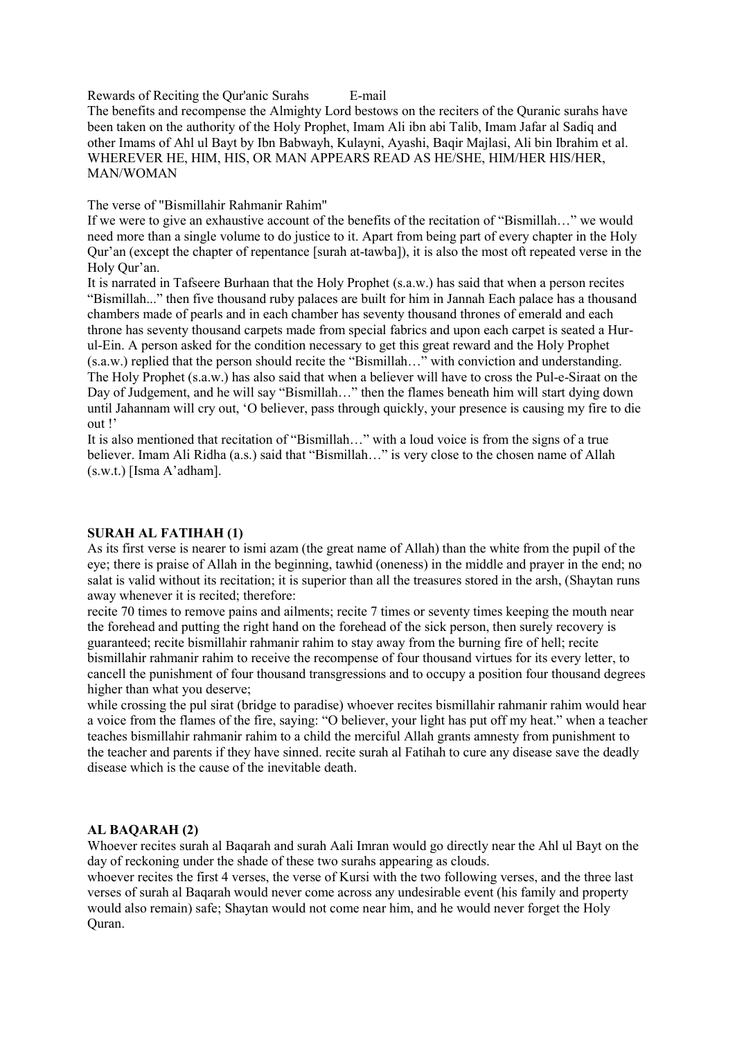Rewards of Reciting the Qur'anic Surahs E-mail

The benefits and recompense the Almighty Lord bestows on the reciters of the Quranic surahs have been taken on the authority of the Holy Prophet, Imam Ali ibn abi Talib, Imam Jafar al Sadiq and other Imams of Ahl ul Bayt by Ibn Babwayh, Kulayni, Ayashi, Baqir Majlasi, Ali bin Ibrahim et al. WHEREVER HE, HIM, HIS, OR MAN APPEARS READ AS HE/SHE, HIM/HER HIS/HER, MAN/WOMAN

The verse of "Bismillahir Rahmanir Rahim"

If we were to give an exhaustive account of the benefits of the recitation of "Bismillah…" we would need more than a single volume to do justice to it. Apart from being part of every chapter in the Holy Qur'an (except the chapter of repentance [surah at-tawba]), it is also the most oft repeated verse in the Holy Qur'an.

It is narrated in Tafseere Burhaan that the Holy Prophet (s.a.w.) has said that when a person recites "Bismillah..." then five thousand ruby palaces are built for him in Jannah Each palace has a thousand chambers made of pearls and in each chamber has seventy thousand thrones of emerald and each throne has seventy thousand carpets made from special fabrics and upon each carpet is seated a Hur-ul-Ein. A person asked for the condition necessary to get this great reward and the Holy Prophet (s.a.w.) replied that the person should recite the "Bismillah…" with conviction and understanding. The Holy Prophet (s.a.w.) has also said that when a believer will have to cross the Pul-e-Siraat on the Day of Judgement, and he will say "Bismillah…" then the flames beneath him will start dying down until Jahannam will cry out, 'O believer, pass through quickly, your presence is causing my fire to die out !'

It is also mentioned that recitation of "Bismillah…" with a loud voice is from the signs of a true believer. Imam Ali Ridha (a.s.) said that "Bismillah…" is very close to the chosen name of Allah (s.w.t.) [Isma A'adham].

**SURAH AL FATIHAH (1)**

As its first verse is nearer to ismi azam (the great name of Allah) than the white from the pupil of the eye; there is praise of Allah in the beginning, tawhid (oneness) in the middle and prayer in the end; no salat is valid without its recitation; it is superior than all the treasures stored in the arsh, (Shaytan runs away whenever it is recited; therefore:

recite 70 times to remove pains and ailments; recite 7 times or seventy times keeping the mouth near the forehead and putting the right hand on the forehead of the sick person, then surely recovery is guaranteed; recite bismillahir rahmanir rahim to stay away from the burning fire of hell; recite bismillahir rahmanir rahim to receive the recompense of four thousand virtues for its every letter, to cancell the punishment of four thousand transgressions and to occupy a position four thousand degrees higher than what you deserve;

while crossing the pul sirat (bridge to paradise) whoever recites bismillahir rahmanir rahim would hear a voice from the flames of the fire, saying: "O believer, your light has put off my heat." when a teacher teaches bismillahir rahmanir rahim to a child the merciful Allah grants amnesty from punishment to the teacher and parents if they have sinned. recite surah al Fatihah to cure any disease save the deadly disease which is the cause of the inevitable death.

**AL BAQARAH (2)**

Whoever recites surah al Baqarah and surah Aali Imran would go directly near the Ahl ul Bayt on the day of reckoning under the shade of these two surahs appearing as clouds.

whoever recites the first 4 verses, the verse of Kursi with the two following verses, and the three last verses of surah al Baqarah would never come across any undesirable event (his family and property would also remain) safe; Shaytan would not come near him, and he would never forget the Holy Quran.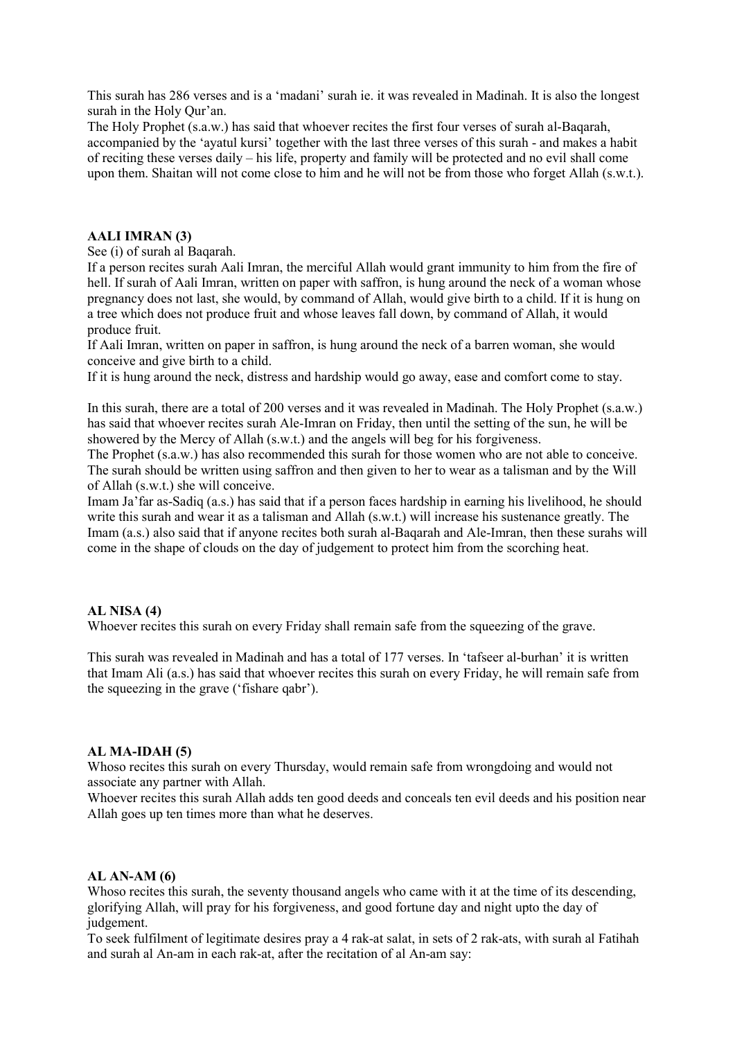This surah has 286 verses and is a 'madani' surah ie. it was revealed in Madinah. It is also the longest surah in the Holy Qur'an.
The Holy Prophet (s.a.w.) has said that whoever recites the first four verses of surah al-Baqarah, accompanied by the 'ayatul kursi' together with the last three verses of this surah - and makes a habit of reciting these verses daily – his life, property and family will be protected and no evil shall come upon them. Shaitan will not come close to him and he will not be from those who forget Allah (s.w.t.).

**AALI IMRAN (3)**

See (i) of surah al Baqarah.
If a person recites surah Aali Imran, the merciful Allah would grant immunity to him from the fire of hell. If surah of Aali Imran, written on paper with saffron, is hung around the neck of a woman whose pregnancy does not last, she would, by command of Allah, would give birth to a child. If it is hung on a tree which does not produce fruit and whose leaves fall down, by command of Allah, it would produce fruit.
If Aali Imran, written on paper in saffron, is hung around the neck of a barren woman, she would conceive and give birth to a child.
If it is hung around the neck, distress and hardship would go away, ease and comfort come to stay.

In this surah, there are a total of 200 verses and it was revealed in Madinah. The Holy Prophet (s.a.w.) has said that whoever recites surah Ale-Imran on Friday, then until the setting of the sun, he will be showered by the Mercy of Allah (s.w.t.) and the angels will beg for his forgiveness.
The Prophet (s.a.w.) has also recommended this surah for those women who are not able to conceive. The surah should be written using saffron and then given to her to wear as a talisman and by the Will of Allah (s.w.t.) she will conceive.
Imam Ja'far as-Sadiq (a.s.) has said that if a person faces hardship in earning his livelihood, he should write this surah and wear it as a talisman and Allah (s.w.t.) will increase his sustenance greatly. The Imam (a.s.) also said that if anyone recites both surah al-Baqarah and Ale-Imran, then these surahs will come in the shape of clouds on the day of judgement to protect him from the scorching heat.

**AL NISA (4)**

Whoever recites this surah on every Friday shall remain safe from the squeezing of the grave.

This surah was revealed in Madinah and has a total of 177 verses. In 'tafseer al-burhan' it is written that Imam Ali (a.s.) has said that whoever recites this surah on every Friday, he will remain safe from the squeezing in the grave ('fishare qabr').

**AL MA-IDAH (5)**

Whoso recites this surah on every Thursday, would remain safe from wrongdoing and would not associate any partner with Allah.
Whoever recites this surah Allah adds ten good deeds and conceals ten evil deeds and his position near Allah goes up ten times more than what he deserves.

**AL AN-AM (6)**

Whoso recites this surah, the seventy thousand angels who came with it at the time of its descending, glorifying Allah, will pray for his forgiveness, and good fortune day and night upto the day of judgement.
To seek fulfilment of legitimate desires pray a 4 rak-at salat, in sets of 2 rak-ats, with surah al Fatihah and surah al An-am in each rak-at, after the recitation of al An-am say: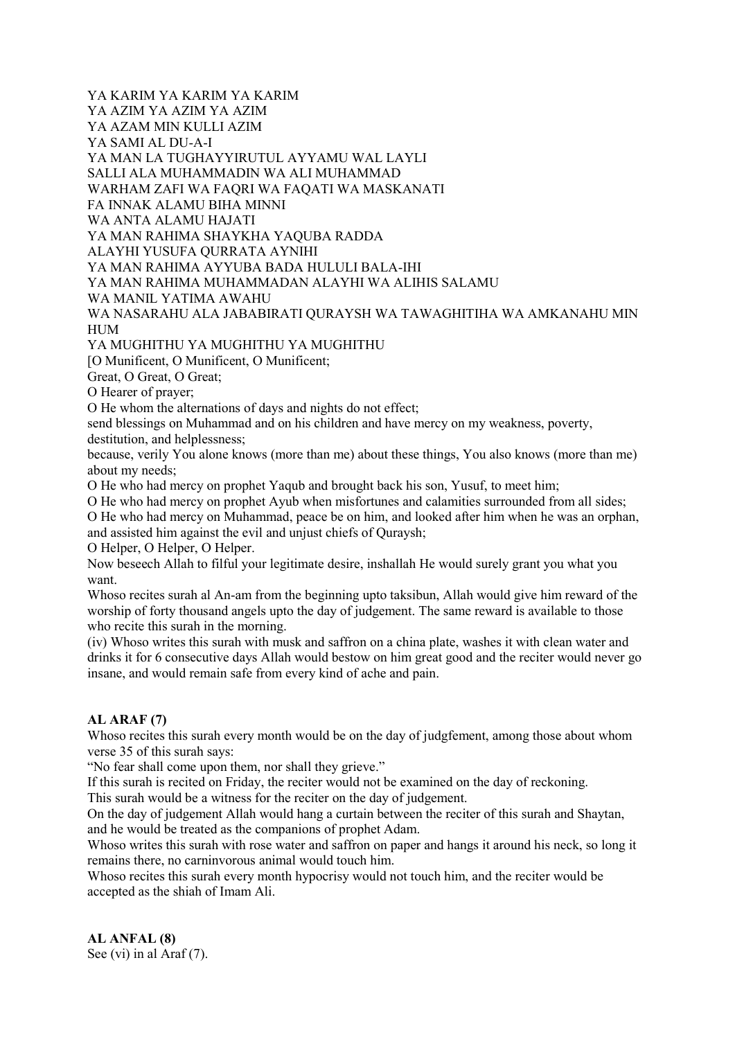YA KARIM YA KARIM YA KARIM
YA AZIM YA AZIM YA AZIM
YA AZAM MIN KULLI AZIM
YA SAMI AL DU-A-I
YA MAN LA TUGHAYYIRUTUL AYYAMU WAL LAYLI
SALLI ALA MUHAMMADIN WA ALI MUHAMMAD
WARHAM ZAFI WA FAQRI WA FAQATI WA MASKANATI
FA INNAK ALAMU BIHA MINNI
WA ANTA ALAMU HAJATI
YA MAN RAHIMA SHAYKHA YAQUBA RADDA
ALAYHI YUSUFA QURRATA AYNIHI
YA MAN RAHIMA AYYUBA BADA HULULI BALA-IHI
YA MAN RAHIMA MUHAMMADAN ALAYHI WA ALIHIS SALAMU
WA MANIL YATIMA AWAHU
WA NASARAHU ALA JABABIRATI QURAYSH WA TAWAGHITIHA WA AMKANAHU MIN HUM
YA MUGHITHU YA MUGHITHU YA MUGHITHU
[O Munificent, O Munificent, O Munificent;
Great, O Great, O Great;
O Hearer of prayer;
O He whom the alternations of days and nights do not effect;
send blessings on Muhammad and on his children and have mercy on my weakness, poverty, destitution, and helplessness;
because, verily You alone knows (more than me) about these things, You also knows (more than me) about my needs;
O He who had mercy on prophet Yaqub and brought back his son, Yusuf, to meet him;
O He who had mercy on prophet Ayub when misfortunes and calamities surrounded from all sides;
O He who had mercy on Muhammad, peace be on him, and looked after him when he was an orphan, and assisted him against the evil and unjust chiefs of Quraysh;
O Helper, O Helper, O Helper.
Now beseech Allah to filful your legitimate desire, inshallah He would surely grant you what you want.
Whoso recites surah al An-am from the beginning upto taksibun, Allah would give him reward of the worship of forty thousand angels upto the day of judgement. The same reward is available to those who recite this surah in the morning.
(iv) Whoso writes this surah with musk and saffron on a china plate, washes it with clean water and drinks it for 6 consecutive days Allah would bestow on him great good and the reciter would never go insane, and would remain safe from every kind of ache and pain.

**AL ARAF (7)**
Whoso recites this surah every month would be on the day of judgfement, among those about whom verse 35 of this surah says:
"No fear shall come upon them, nor shall they grieve."
If this surah is recited on Friday, the reciter would not be examined on the day of reckoning.
This surah would be a witness for the reciter on the day of judgement.
On the day of judgement Allah would hang a curtain between the reciter of this surah and Shaytan, and he would be treated as the companions of prophet Adam.
Whoso writes this surah with rose water and saffron on paper and hangs it around his neck, so long it remains there, no carninvorous animal would touch him.
Whoso recites this surah every month hypocrisy would not touch him, and the reciter would be accepted as the shiah of Imam Ali.

**AL ANFAL (8)**
See (vi) in al Araf (7).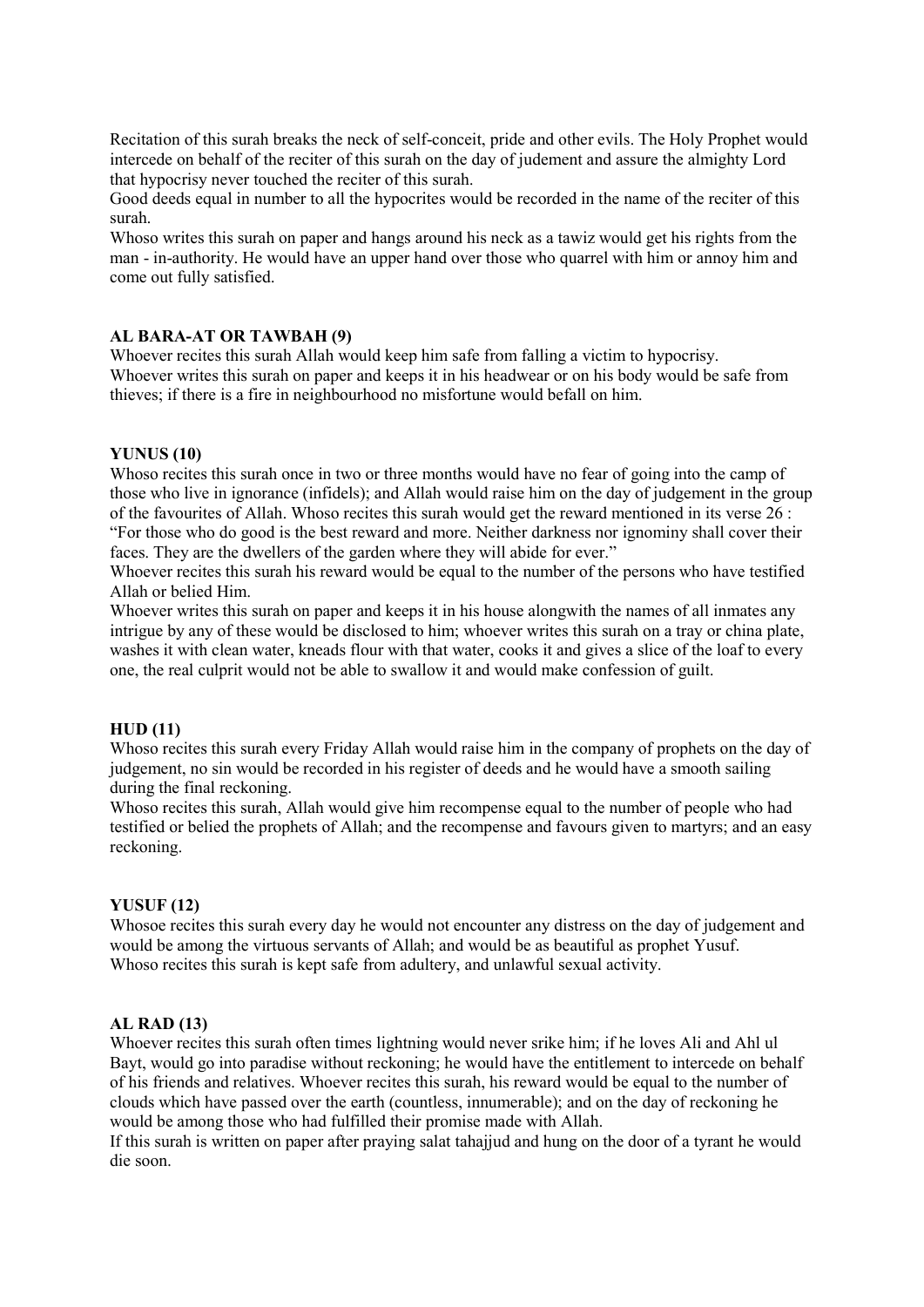Recitation of this surah breaks the neck of self-conceit, pride and other evils. The Holy Prophet would intercede on behalf of the reciter of this surah on the day of judement and assure the almighty Lord that hypocrisy never touched the reciter of this surah.

Good deeds equal in number to all the hypocrites would be recorded in the name of the reciter of this surah.

Whoso writes this surah on paper and hangs around his neck as a tawiz would get his rights from the man - in-authority. He would have an upper hand over those who quarrel with him or annoy him and come out fully satisfied.

**AL BARA-AT OR TAWBAH (9)**

Whoever recites this surah Allah would keep him safe from falling a victim to hypocrisy.

Whoever writes this surah on paper and keeps it in his headwear or on his body would be safe from thieves; if there is a fire in neighbourhood no misfortune would befall on him.

**YUNUS (10)**

Whoso recites this surah once in two or three months would have no fear of going into the camp of those who live in ignorance (infidels); and Allah would raise him on the day of judgement in the group of the favourites of Allah. Whoso recites this surah would get the reward mentioned in its verse 26 : "For those who do good is the best reward and more. Neither darkness nor ignominy shall cover their faces. They are the dwellers of the garden where they will abide for ever."

Whoever recites this surah his reward would be equal to the number of the persons who have testified Allah or belied Him.

Whoever writes this surah on paper and keeps it in his house alongwith the names of all inmates any intrigue by any of these would be disclosed to him; whoever writes this surah on a tray or china plate, washes it with clean water, kneads flour with that water, cooks it and gives a slice of the loaf to every one, the real culprit would not be able to swallow it and would make confession of guilt.

**HUD (11)**

Whoso recites this surah every Friday Allah would raise him in the company of prophets on the day of judgement, no sin would be recorded in his register of deeds and he would have a smooth sailing during the final reckoning.

Whoso recites this surah, Allah would give him recompense equal to the number of people who had testified or belied the prophets of Allah; and the recompense and favours given to martyrs; and an easy reckoning.

**YUSUF (12)**

Whosoe recites this surah every day he would not encounter any distress on the day of judgement and would be among the virtuous servants of Allah; and would be as beautiful as prophet Yusuf.

Whoso recites this surah is kept safe from adultery, and unlawful sexual activity.

**AL RAD (13)**

Whoever recites this surah often times lightning would never srike him; if he loves Ali and Ahl ul Bayt, would go into paradise without reckoning; he would have the entitlement to intercede on behalf of his friends and relatives. Whoever recites this surah, his reward would be equal to the number of clouds which have passed over the earth (countless, innumerable); and on the day of reckoning he would be among those who had fulfilled their promise made with Allah.

If this surah is written on paper after praying salat tahajjud and hung on the door of a tyrant he would die soon.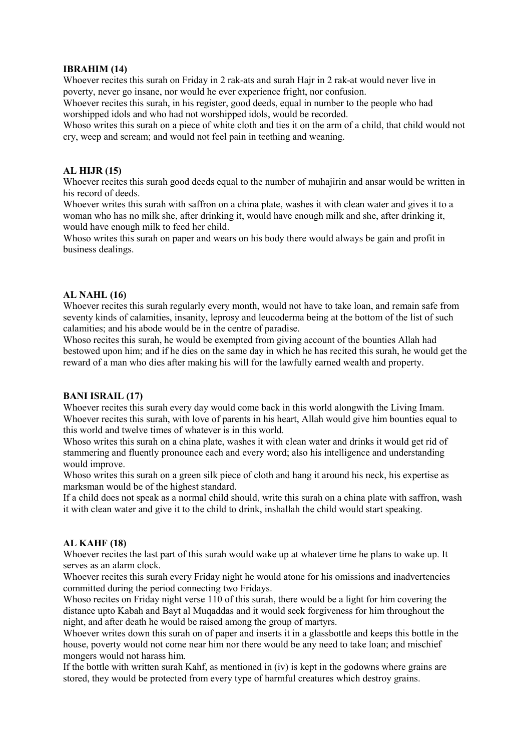**IBRAHIM (14)**

Whoever recites this surah on Friday in 2 rak-ats and surah Hajr in 2 rak-at would never live in poverty, never go insane, nor would he ever experience fright, nor confusion.

Whoever recites this surah, in his register, good deeds, equal in number to the people who had worshipped idols and who had not worshipped idols, would be recorded.

Whoso writes this surah on a piece of white cloth and ties it on the arm of a child, that child would not cry, weep and scream; and would not feel pain in teething and weaning.

**AL HIJR (15)**

Whoever recites this surah good deeds equal to the number of muhajirin and ansar would be written in his record of deeds.

Whoever writes this surah with saffron on a china plate, washes it with clean water and gives it to a woman who has no milk she, after drinking it, would have enough milk and she, after drinking it, would have enough milk to feed her child.

Whoso writes this surah on paper and wears on his body there would always be gain and profit in business dealings.

**AL NAHL (16)**

Whoever recites this surah regularly every month, would not have to take loan, and remain safe from seventy kinds of calamities, insanity, leprosy and leucoderma being at the bottom of the list of such calamities; and his abode would be in the centre of paradise.

Whoso recites this surah, he would be exempted from giving account of the bounties Allah had bestowed upon him; and if he dies on the same day in which he has recited this surah, he would get the reward of a man who dies after making his will for the lawfully earned wealth and property.

**BANI ISRAIL (17)**

Whoever recites this surah every day would come back in this world alongwith the Living Imam.

Whoever recites this surah, with love of parents in his heart, Allah would give him bounties equal to this world and twelve times of whatever is in this world.

Whoso writes this surah on a china plate, washes it with clean water and drinks it would get rid of stammering and fluently pronounce each and every word; also his intelligence and understanding would improve.

Whoso writes this surah on a green silk piece of cloth and hang it around his neck, his expertise as marksman would be of the highest standard.

If a child does not speak as a normal child should, write this surah on a china plate with saffron, wash it with clean water and give it to the child to drink, inshallah the child would start speaking.

**AL KAHF (18)**

Whoever recites the last part of this surah would wake up at whatever time he plans to wake up. It serves as an alarm clock.

Whoever recites this surah every Friday night he would atone for his omissions and inadvertencies committed during the period connecting two Fridays.

Whoso recites on Friday night verse 110 of this surah, there would be a light for him covering the distance upto Kabah and Bayt al Muqaddas and it would seek forgiveness for him throughout the night, and after death he would be raised among the group of martyrs.

Whoever writes down this surah on of paper and inserts it in a glassbottle and keeps this bottle in the house, poverty would not come near him nor there would be any need to take loan; and mischief mongers would not harass him.

If the bottle with written surah Kahf, as mentioned in (iv) is kept in the godowns where grains are stored, they would be protected from every type of harmful creatures which destroy grains.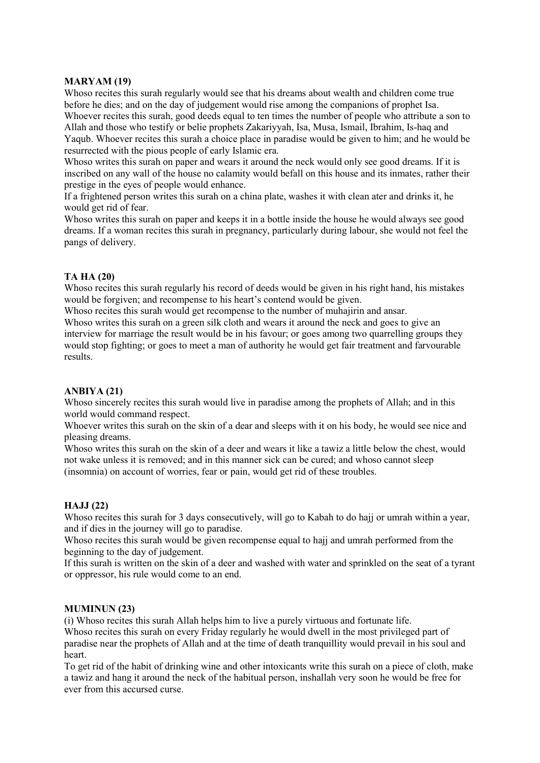**MARYAM (19)**

Whoso recites this surah regularly would see that his dreams about wealth and children come true before he dies; and on the day of judgement would rise among the companions of prophet Isa.
Whoever recites this surah, good deeds equal to ten times the number of people who attribute a son to Allah and those who testify or belie prophets Zakariyyah, Isa, Musa, Ismail, Ibrahim, Is-haq and Yaqub. Whoever recites this surah a choice place in paradise would be given to him; and he would be resurrected with the pious people of early Islamic era.
Whoso writes this surah on paper and wears it around the neck would only see good dreams. If it is inscribed on any wall of the house no calamity would befall on this house and its inmates, rather their prestige in the eyes of people would enhance.
If a frightened person writes this surah on a china plate, washes it with clean ater and drinks it, he would get rid of fear.
Whoso writes this surah on paper and keeps it in a bottle inside the house he would always see good dreams. If a woman recites this surah in pregnancy, particularly during labour, she would not feel the pangs of delivery.

**TA HA (20)**

Whoso recites this surah regularly his record of deeds would be given in his right hand, his mistakes would be forgiven; and recompense to his heart's contend would be given.
Whoso recites this surah would get recompense to the number of muhajirin and ansar.
Whoso writes this surah on a green silk cloth and wears it around the neck and goes to give an interview for marriage the result would be in his favour; or goes among two quarrelling groups they would stop fighting; or goes to meet a man of authority he would get fair treatment and farvourable results.

**ANBIYA (21)**

Whoso sincerely recites this surah would live in paradise among the prophets of Allah; and in this world would command respect.
Whoever writes this surah on the skin of a dear and sleeps with it on his body, he would see nice and pleasing dreams.
Whoso writes this surah on the skin of a deer and wears it like a tawiz a little below the chest, would not wake unless it is removed; and in this manner sick can be cured; and whoso cannot sleep (insomnia) on account of worries, fear or pain, would get rid of these troubles.

**HAJJ (22)**

Whoso recites this surah for 3 days consecutively, will go to Kabah to do hajj or umrah within a year, and if dies in the journey will go to paradise.
Whoso recites this surah would be given recompense equal to hajj and umrah performed from the beginning to the day of judgement.
If this surah is written on the skin of a deer and washed with water and sprinkled on the seat of a tyrant or oppressor, his rule would come to an end.

**MUMINUN (23)**

(i) Whoso recites this surah Allah helps him to live a purely virtuous and fortunate life.
Whoso recites this surah on every Friday regularly he would dwell in the most privileged part of paradise near the prophets of Allah and at the time of death tranquillity would prevail in his soul and heart.
To get rid of the habit of drinking wine and other intoxicants write this surah on a piece of cloth, make a tawiz and hang it around the neck of the habitual person, inshallah very soon he would be free for ever from this accursed curse.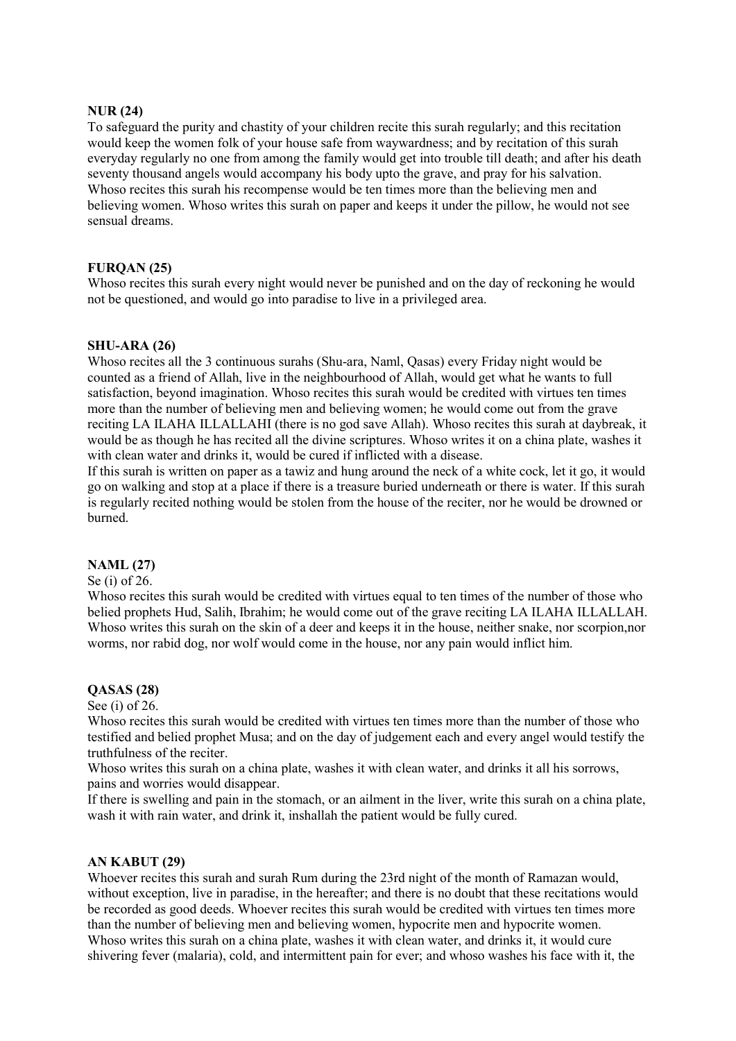### NUR (24)

To safeguard the purity and chastity of your children recite this surah regularly; and this recitation would keep the women folk of your house safe from waywardness; and by recitation of this surah everyday regularly no one from among the family would get into trouble till death; and after his death seventy thousand angels would accompany his body upto the grave, and pray for his salvation. Whoso recites this surah his recompense would be ten times more than the believing men and believing women. Whoso writes this surah on paper and keeps it under the pillow, he would not see sensual dreams.

### FURQAN (25)

Whoso recites this surah every night would never be punished and on the day of reckoning he would not be questioned, and would go into paradise to live in a privileged area.

### SHU-ARA (26)

Whoso recites all the 3 continuous surahs (Shu-ara, Naml, Qasas) every Friday night would be counted as a friend of Allah, live in the neighbourhood of Allah, would get what he wants to full satisfaction, beyond imagination. Whoso recites this surah would be credited with virtues ten times more than the number of believing men and believing women; he would come out from the grave reciting LA ILAHA ILLALLAHI (there is no god save Allah). Whoso recites this surah at daybreak, it would be as though he has recited all the divine scriptures. Whoso writes it on a china plate, washes it with clean water and drinks it, would be cured if inflicted with a disease.

If this surah is written on paper as a tawiz and hung around the neck of a white cock, let it go, it would go on walking and stop at a place if there is a treasure buried underneath or there is water. If this surah is regularly recited nothing would be stolen from the house of the reciter, nor he would be drowned or burned.

### NAML (27)

Se (i) of 26.

Whoso recites this surah would be credited with virtues equal to ten times of the number of those who belied prophets Hud, Salih, Ibrahim; he would come out of the grave reciting LA ILAHA ILLALLAH. Whoso writes this surah on the skin of a deer and keeps it in the house, neither snake, nor scorpion,nor worms, nor rabid dog, nor wolf would come in the house, nor any pain would inflict him.

### QASAS (28)

See (i) of 26.

Whoso recites this surah would be credited with virtues ten times more than the number of those who testified and belied prophet Musa; and on the day of judgement each and every angel would testify the truthfulness of the reciter.

Whoso writes this surah on a china plate, washes it with clean water, and drinks it all his sorrows, pains and worries would disappear.

If there is swelling and pain in the stomach, or an ailment in the liver, write this surah on a china plate, wash it with rain water, and drink it, inshallah the patient would be fully cured.

### AN KABUT (29)

Whoever recites this surah and surah Rum during the 23rd night of the month of Ramazan would, without exception, live in paradise, in the hereafter; and there is no doubt that these recitations would be recorded as good deeds. Whoever recites this surah would be credited with virtues ten times more than the number of believing men and believing women, hypocrite men and hypocrite women. Whoso writes this surah on a china plate, washes it with clean water, and drinks it, it would cure shivering fever (malaria), cold, and intermittent pain for ever; and whoso washes his face with it, the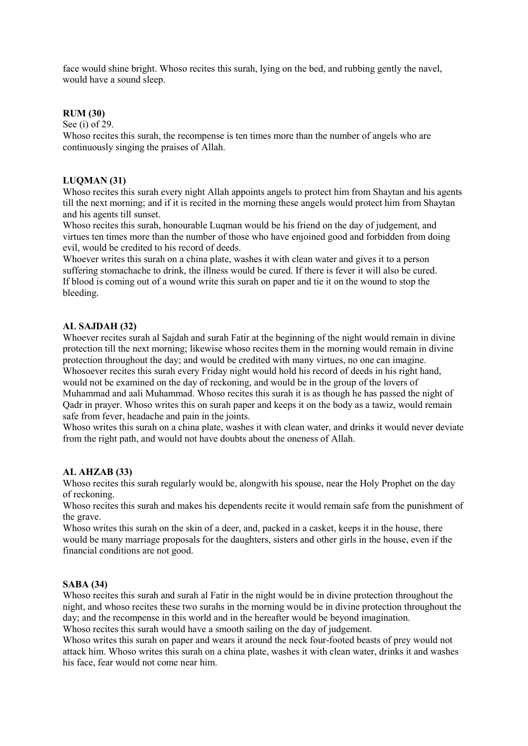face would shine bright. Whoso recites this surah, lying on the bed, and rubbing gently the navel, would have a sound sleep.

**RUM (30)**

See (i) of 29.

Whoso recites this surah, the recompense is ten times more than the number of angels who are continuously singing the praises of Allah.

**LUQMAN (31)**

Whoso recites this surah every night Allah appoints angels to protect him from Shaytan and his agents till the next morning; and if it is recited in the morning these angels would protect him from Shaytan and his agents till sunset.

Whoso recites this surah, honourable Luqman would be his friend on the day of judgement, and virtues ten times more than the number of those who have enjoined good and forbidden from doing evil, would be credited to his record of deeds.

Whoever writes this surah on a china plate, washes it with clean water and gives it to a person suffering stomachache to drink, the illness would be cured. If there is fever it will also be cured. If blood is coming out of a wound write this surah on paper and tie it on the wound to stop the bleeding.

**AL SAJDAH (32)**

Whoever recites surah al Sajdah and surah Fatir at the beginning of the night would remain in divine protection till the next morning; likewise whoso recites them in the morning would remain in divine protection throughout the day; and would be credited with many virtues, no one can imagine.

Whosoever recites this surah every Friday night would hold his record of deeds in his right hand, would not be examined on the day of reckoning, and would be in the group of the lovers of Muhammad and aali Muhammad. Whoso recites this surah it is as though he has passed the night of Qadr in prayer. Whoso writes this on surah paper and keeps it on the body as a tawiz, would remain safe from fever, headache and pain in the joints.

Whoso writes this surah on a china plate, washes it with clean water, and drinks it would never deviate from the right path, and would not have doubts about the oneness of Allah.

**AL AHZAB (33)**

Whoso recites this surah regularly would be, alongwith his spouse, near the Holy Prophet on the day of reckoning.

Whoso recites this surah and makes his dependents recite it would remain safe from the punishment of the grave.

Whoso writes this surah on the skin of a deer, and, packed in a casket, keeps it in the house, there would be many marriage proposals for the daughters, sisters and other girls in the house, even if the financial conditions are not good.

**SABA (34)**

Whoso recites this surah and surah al Fatir in the night would be in divine protection throughout the night, and whoso recites these two surahs in the morning would be in divine protection throughout the day; and the recompense in this world and in the hereafter would be beyond imagination.

Whoso recites this surah would have a smooth sailing on the day of judgement.

Whoso writes this surah on paper and wears it around the neck four-footed beasts of prey would not attack him. Whoso writes this surah on a china plate, washes it with clean water, drinks it and washes his face, fear would not come near him.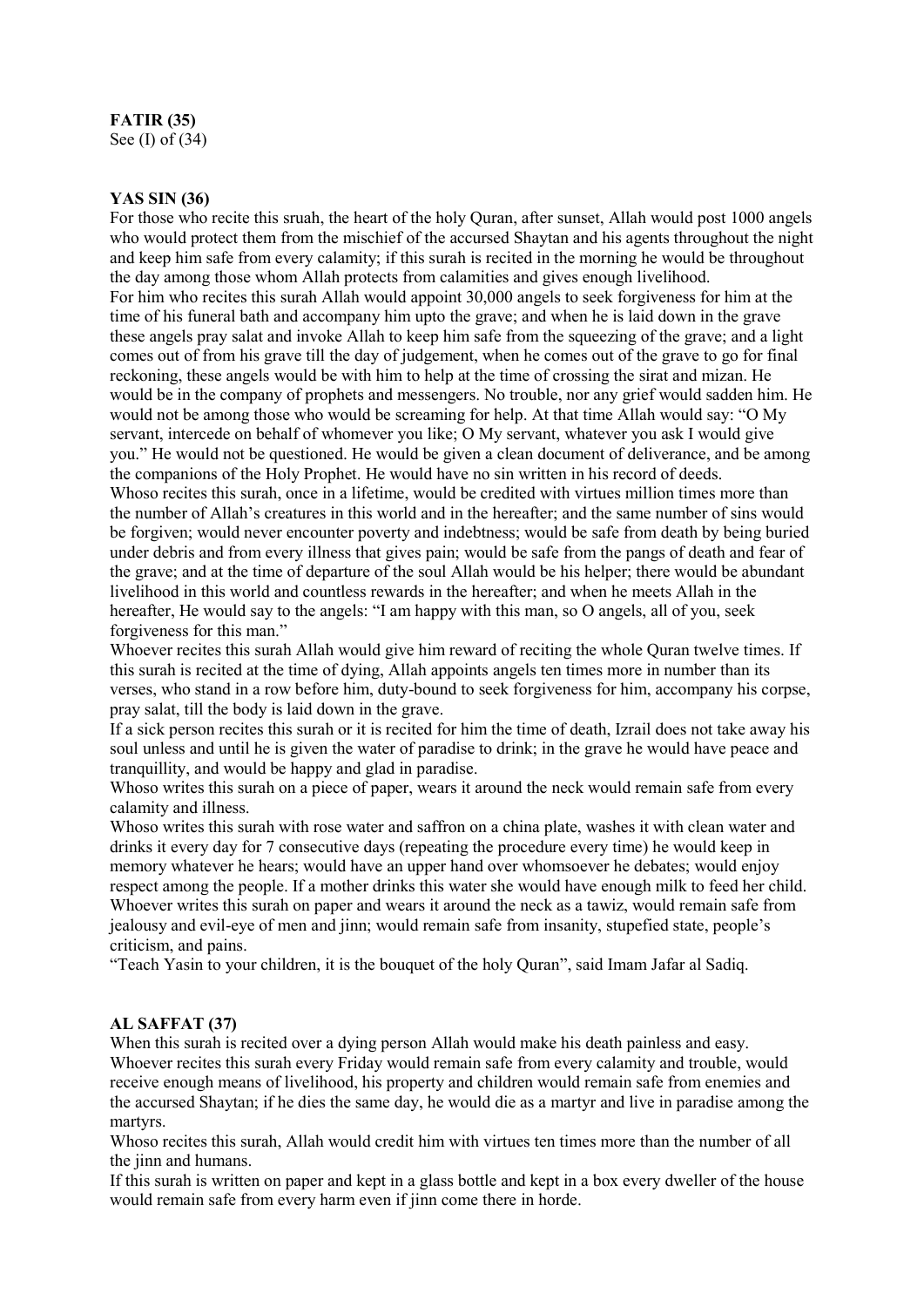**FATIR (35)**
See (I) of (34)

**YAS SIN (36)**
For those who recite this sruah, the heart of the holy Quran, after sunset, Allah would post 1000 angels who would protect them from the mischief of the accursed Shaytan and his agents throughout the night and keep him safe from every calamity; if this surah is recited in the morning he would be throughout the day among those whom Allah protects from calamities and gives enough livelihood.
For him who recites this surah Allah would appoint 30,000 angels to seek forgiveness for him at the time of his funeral bath and accompany him upto the grave; and when he is laid down in the grave these angels pray salat and invoke Allah to keep him safe from the squeezing of the grave; and a light comes out of from his grave till the day of judgement, when he comes out of the grave to go for final reckoning, these angels would be with him to help at the time of crossing the sirat and mizan. He would be in the company of prophets and messengers. No trouble, nor any grief would sadden him. He would not be among those who would be screaming for help. At that time Allah would say: "O My servant, intercede on behalf of whomever you like; O My servant, whatever you ask I would give you." He would not be questioned. He would be given a clean document of deliverance, and be among the companions of the Holy Prophet. He would have no sin written in his record of deeds.
Whoso recites this surah, once in a lifetime, would be credited with virtues million times more than the number of Allah's creatures in this world and in the hereafter; and the same number of sins would be forgiven; would never encounter poverty and indebtness; would be safe from death by being buried under debris and from every illness that gives pain; would be safe from the pangs of death and fear of the grave; and at the time of departure of the soul Allah would be his helper; there would be abundant livelihood in this world and countless rewards in the hereafter; and when he meets Allah in the hereafter, He would say to the angels: "I am happy with this man, so O angels, all of you, seek forgiveness for this man."
Whoever recites this surah Allah would give him reward of reciting the whole Quran twelve times. If this surah is recited at the time of dying, Allah appoints angels ten times more in number than its verses, who stand in a row before him, duty-bound to seek forgiveness for him, accompany his corpse, pray salat, till the body is laid down in the grave.
If a sick person recites this surah or it is recited for him the time of death, Izrail does not take away his soul unless and until he is given the water of paradise to drink; in the grave he would have peace and tranquillity, and would be happy and glad in paradise.
Whoso writes this surah on a piece of paper, wears it around the neck would remain safe from every calamity and illness.
Whoso writes this surah with rose water and saffron on a china plate, washes it with clean water and drinks it every day for 7 consecutive days (repeating the procedure every time) he would keep in memory whatever he hears; would have an upper hand over whomsoever he debates; would enjoy respect among the people. If a mother drinks this water she would have enough milk to feed her child.
Whoever writes this surah on paper and wears it around the neck as a tawiz, would remain safe from jealousy and evil-eye of men and jinn; would remain safe from insanity, stupefied state, people's criticism, and pains.
"Teach Yasin to your children, it is the bouquet of the holy Quran", said Imam Jafar al Sadiq.

**AL SAFFAT (37)**
When this surah is recited over a dying person Allah would make his death painless and easy.
Whoever recites this surah every Friday would remain safe from every calamity and trouble, would receive enough means of livelihood, his property and children would remain safe from enemies and the accursed Shaytan; if he dies the same day, he would die as a martyr and live in paradise among the martyrs.
Whoso recites this surah, Allah would credit him with virtues ten times more than the number of all the jinn and humans.
If this surah is written on paper and kept in a glass bottle and kept in a box every dweller of the house would remain safe from every harm even if jinn come there in horde.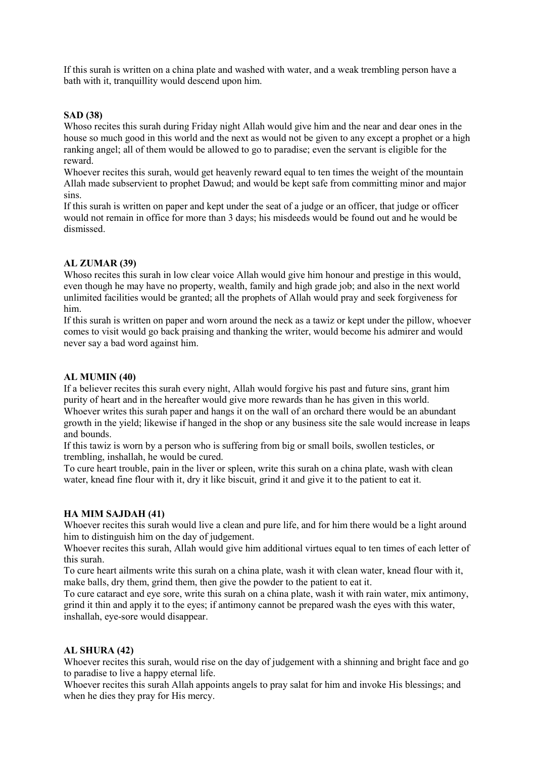If this surah is written on a china plate and washed with water, and a weak trembling person have a bath with it, tranquillity would descend upon him.

**SAD (38)**

Whoso recites this surah during Friday night Allah would give him and the near and dear ones in the house so much good in this world and the next as would not be given to any except a prophet or a high ranking angel; all of them would be allowed to go to paradise; even the servant is eligible for the reward.

Whoever recites this surah, would get heavenly reward equal to ten times the weight of the mountain Allah made subservient to prophet Dawud; and would be kept safe from committing minor and major sins.

If this surah is written on paper and kept under the seat of a judge or an officer, that judge or officer would not remain in office for more than 3 days; his misdeeds would be found out and he would be dismissed.

**AL ZUMAR (39)**

Whoso recites this surah in low clear voice Allah would give him honour and prestige in this would, even though he may have no property, wealth, family and high grade job; and also in the next world unlimited facilities would be granted; all the prophets of Allah would pray and seek forgiveness for him.

If this surah is written on paper and worn around the neck as a tawiz or kept under the pillow, whoever comes to visit would go back praising and thanking the writer, would become his admirer and would never say a bad word against him.

**AL MUMIN (40)**

If a believer recites this surah every night, Allah would forgive his past and future sins, grant him purity of heart and in the hereafter would give more rewards than he has given in this world.

Whoever writes this surah paper and hangs it on the wall of an orchard there would be an abundant growth in the yield; likewise if hanged in the shop or any business site the sale would increase in leaps and bounds.

If this tawiz is worn by a person who is suffering from big or small boils, swollen testicles, or trembling, inshallah, he would be cured.

To cure heart trouble, pain in the liver or spleen, write this surah on a china plate, wash with clean water, knead fine flour with it, dry it like biscuit, grind it and give it to the patient to eat it.

**HA MIM SAJDAH (41)**

Whoever recites this surah would live a clean and pure life, and for him there would be a light around him to distinguish him on the day of judgement.

Whoever recites this surah, Allah would give him additional virtues equal to ten times of each letter of this surah.

To cure heart ailments write this surah on a china plate, wash it with clean water, knead flour with it, make balls, dry them, grind them, then give the powder to the patient to eat it.

To cure cataract and eye sore, write this surah on a china plate, wash it with rain water, mix antimony, grind it thin and apply it to the eyes; if antimony cannot be prepared wash the eyes with this water, inshallah, eye-sore would disappear.

**AL SHURA (42)**

Whoever recites this surah, would rise on the day of judgement with a shinning and bright face and go to paradise to live a happy eternal life.

Whoever recites this surah Allah appoints angels to pray salat for him and invoke His blessings; and when he dies they pray for His mercy.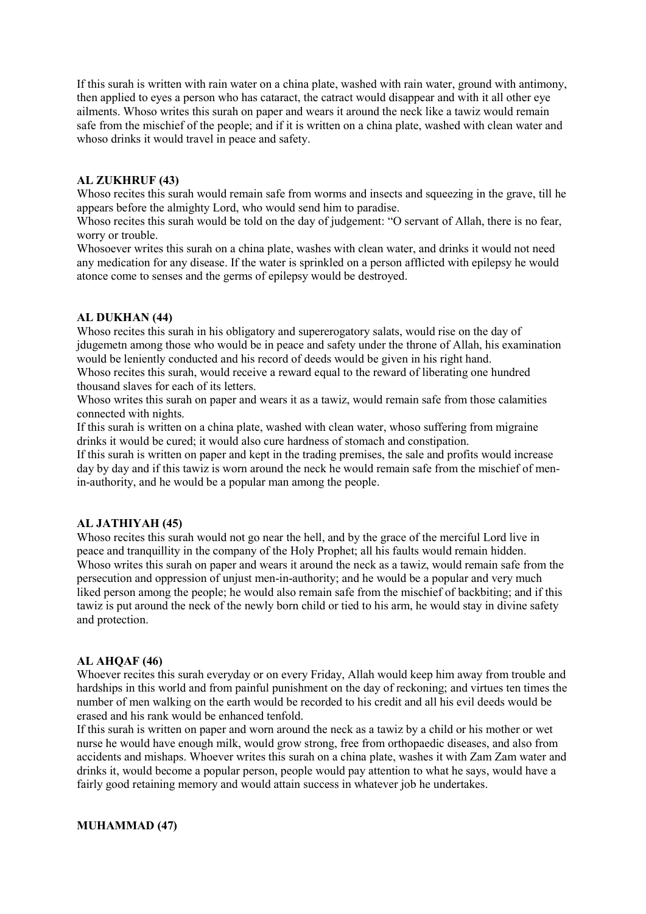If this surah is written with rain water on a china plate, washed with rain water, ground with antimony, then applied to eyes a person who has cataract, the catract would disappear and with it all other eye ailments. Whoso writes this surah on paper and wears it around the neck like a tawiz would remain safe from the mischief of the people; and if it is written on a china plate, washed with clean water and whoso drinks it would travel in peace and safety.

**AL ZUKHRUF (43)**

Whoso recites this surah would remain safe from worms and insects and squeezing in the grave, till he appears before the almighty Lord, who would send him to paradise.

Whoso recites this surah would be told on the day of judgement: "O servant of Allah, there is no fear, worry or trouble.

Whosoever writes this surah on a china plate, washes with clean water, and drinks it would not need any medication for any disease. If the water is sprinkled on a person afflicted with epilepsy he would atonce come to senses and the germs of epilepsy would be destroyed.

**AL DUKHAN (44)**

Whoso recites this surah in his obligatory and supererogatory salats, would rise on the day of jdugemetn among those who would be in peace and safety under the throne of Allah, his examination would be leniently conducted and his record of deeds would be given in his right hand.

Whoso recites this surah, would receive a reward equal to the reward of liberating one hundred thousand slaves for each of its letters.

Whoso writes this surah on paper and wears it as a tawiz, would remain safe from those calamities connected with nights.

If this surah is written on a china plate, washed with clean water, whoso suffering from migraine drinks it would be cured; it would also cure hardness of stomach and constipation.

If this surah is written on paper and kept in the trading premises, the sale and profits would increase day by day and if this tawiz is worn around the neck he would remain safe from the mischief of men-in-authority, and he would be a popular man among the people.

**AL JATHIYAH (45)**

Whoso recites this surah would not go near the hell, and by the grace of the merciful Lord live in peace and tranquillity in the company of the Holy Prophet; all his faults would remain hidden.

Whoso writes this surah on paper and wears it around the neck as a tawiz, would remain safe from the persecution and oppression of unjust men-in-authority; and he would be a popular and very much liked person among the people; he would also remain safe from the mischief of backbiting; and if this tawiz is put around the neck of the newly born child or tied to his arm, he would stay in divine safety and protection.

**AL AHQAF (46)**

Whoever recites this surah everyday or on every Friday, Allah would keep him away from trouble and hardships in this world and from painful punishment on the day of reckoning; and virtues ten times the number of men walking on the earth would be recorded to his credit and all his evil deeds would be erased and his rank would be enhanced tenfold.

If this surah is written on paper and worn around the neck as a tawiz by a child or his mother or wet nurse he would have enough milk, would grow strong, free from orthopaedic diseases, and also from accidents and mishaps. Whoever writes this surah on a china plate, washes it with Zam Zam water and drinks it, would become a popular person, people would pay attention to what he says, would have a fairly good retaining memory and would attain success in whatever job he undertakes.

**MUHAMMAD (47)**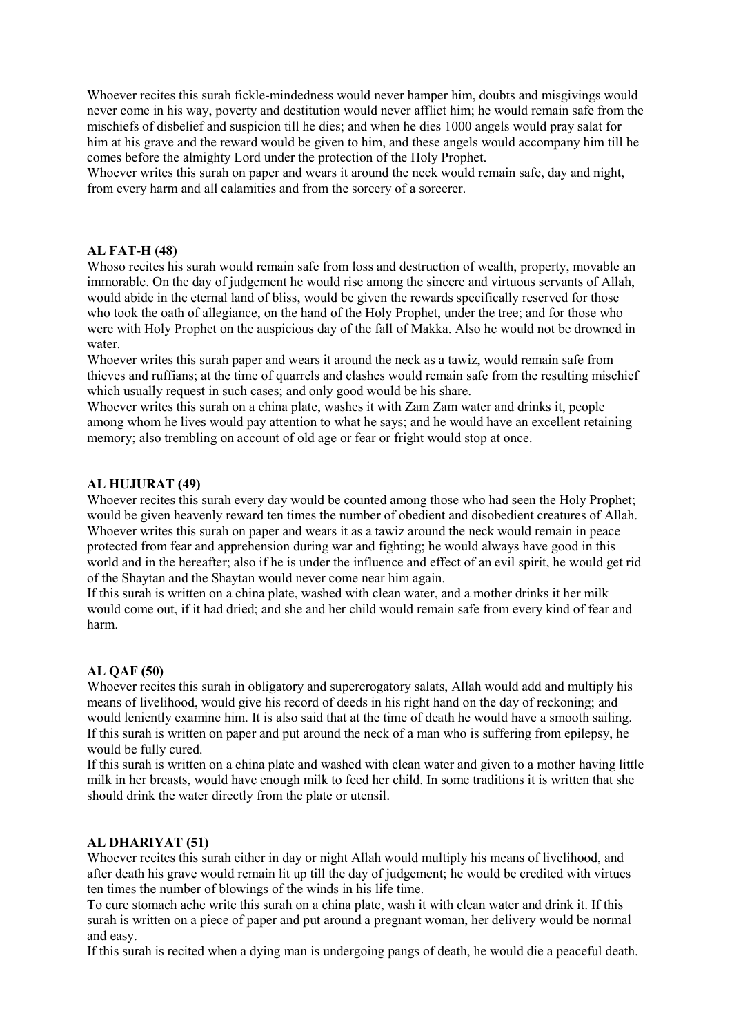Whoever recites this surah fickle-mindedness would never hamper him, doubts and misgivings would never come in his way, poverty and destitution would never afflict him; he would remain safe from the mischiefs of disbelief and suspicion till he dies; and when he dies 1000 angels would pray salat for him at his grave and the reward would be given to him, and these angels would accompany him till he comes before the almighty Lord under the protection of the Holy Prophet.
Whoever writes this surah on paper and wears it around the neck would remain safe, day and night, from every harm and all calamities and from the sorcery of a sorcerer.

**AL FAT-H (48)**
Whoso recites his surah would remain safe from loss and destruction of wealth, property, movable an immorable. On the day of judgement he would rise among the sincere and virtuous servants of Allah, would abide in the eternal land of bliss, would be given the rewards specifically reserved for those who took the oath of allegiance, on the hand of the Holy Prophet, under the tree; and for those who were with Holy Prophet on the auspicious day of the fall of Makka. Also he would not be drowned in water.
Whoever writes this surah paper and wears it around the neck as a tawiz, would remain safe from thieves and ruffians; at the time of quarrels and clashes would remain safe from the resulting mischief which usually request in such cases; and only good would be his share.
Whoever writes this surah on a china plate, washes it with Zam Zam water and drinks it, people among whom he lives would pay attention to what he says; and he would have an excellent retaining memory; also trembling on account of old age or fear or fright would stop at once.

**AL HUJURAT (49)**
Whoever recites this surah every day would be counted among those who had seen the Holy Prophet; would be given heavenly reward ten times the number of obedient and disobedient creatures of Allah.
Whoever writes this surah on paper and wears it as a tawiz around the neck would remain in peace protected from fear and apprehension during war and fighting; he would always have good in this world and in the hereafter; also if he is under the influence and effect of an evil spirit, he would get rid of the Shaytan and the Shaytan would never come near him again.
If this surah is written on a china plate, washed with clean water, and a mother drinks it her milk would come out, if it had dried; and she and her child would remain safe from every kind of fear and harm.

**AL QAF (50)**
Whoever recites this surah in obligatory and supererogatory salats, Allah would add and multiply his means of livelihood, would give his record of deeds in his right hand on the day of reckoning; and would leniently examine him. It is also said that at the time of death he would have a smooth sailing.
If this surah is written on paper and put around the neck of a man who is suffering from epilepsy, he would be fully cured.
If this surah is written on a china plate and washed with clean water and given to a mother having little milk in her breasts, would have enough milk to feed her child. In some traditions it is written that she should drink the water directly from the plate or utensil.

**AL DHARIYAT (51)**
Whoever recites this surah either in day or night Allah would multiply his means of livelihood, and after death his grave would remain lit up till the day of judgement; he would be credited with virtues ten times the number of blowings of the winds in his life time.
To cure stomach ache write this surah on a china plate, wash it with clean water and drink it. If this surah is written on a piece of paper and put around a pregnant woman, her delivery would be normal and easy.
If this surah is recited when a dying man is undergoing pangs of death, he would die a peaceful death.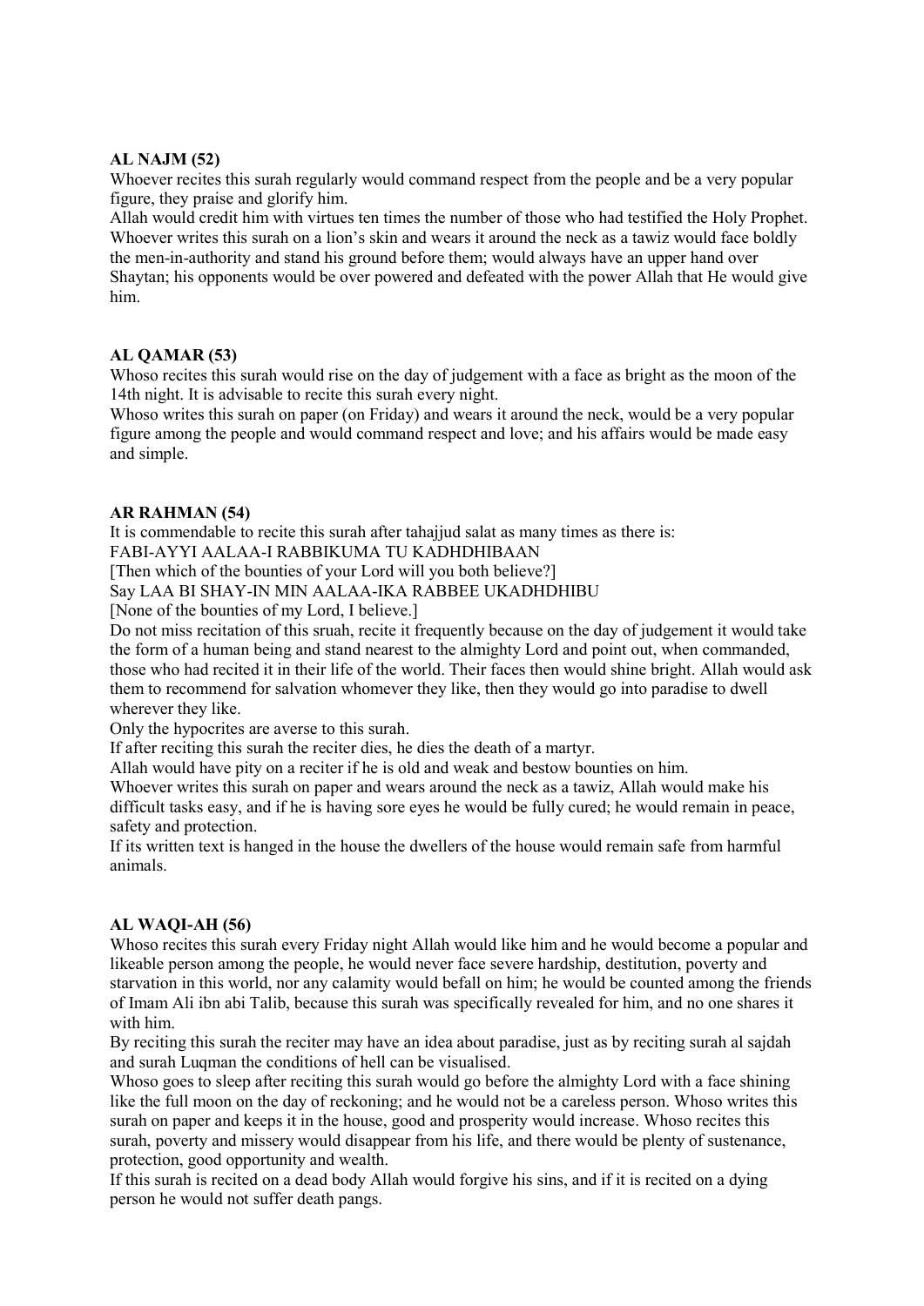**AL NAJM (52)**

Whoever recites this surah regularly would command respect from the people and be a very popular figure, they praise and glorify him.

Allah would credit him with virtues ten times the number of those who had testified the Holy Prophet.

Whoever writes this surah on a lion's skin and wears it around the neck as a tawiz would face boldly the men-in-authority and stand his ground before them; would always have an upper hand over Shaytan; his opponents would be over powered and defeated with the power Allah that He would give him.

**AL QAMAR (53)**

Whoso recites this surah would rise on the day of judgement with a face as bright as the moon of the 14th night. It is advisable to recite this surah every night.

Whoso writes this surah on paper (on Friday) and wears it around the neck, would be a very popular figure among the people and would command respect and love; and his affairs would be made easy and simple.

**AR RAHMAN (54)**

It is commendable to recite this surah after tahajjud salat as many times as there is:

FABI-AYYI AALAA-I RABBIKUMA TU KADHDHIBAAN

[Then which of the bounties of your Lord will you both believe?]

Say LAA BI SHAY-IN MIN AALAA-IKA RABBEE UKADHDHIBU

[None of the bounties of my Lord, I believe.]

Do not miss recitation of this sruah, recite it frequently because on the day of judgement it would take the form of a human being and stand nearest to the almighty Lord and point out, when commanded, those who had recited it in their life of the world. Their faces then would shine bright. Allah would ask them to recommend for salvation whomever they like, then they would go into paradise to dwell wherever they like.

Only the hypocrites are averse to this surah.

If after reciting this surah the reciter dies, he dies the death of a martyr.

Allah would have pity on a reciter if he is old and weak and bestow bounties on him.

Whoever writes this surah on paper and wears around the neck as a tawiz, Allah would make his difficult tasks easy, and if he is having sore eyes he would be fully cured; he would remain in peace, safety and protection.

If its written text is hanged in the house the dwellers of the house would remain safe from harmful animals.

**AL WAQI-AH (56)**

Whoso recites this surah every Friday night Allah would like him and he would become a popular and likeable person among the people, he would never face severe hardship, destitution, poverty and starvation in this world, nor any calamity would befall on him; he would be counted among the friends of Imam Ali ibn abi Talib, because this surah was specifically revealed for him, and no one shares it with him.

By reciting this surah the reciter may have an idea about paradise, just as by reciting surah al sajdah and surah Luqman the conditions of hell can be visualised.

Whoso goes to sleep after reciting this surah would go before the almighty Lord with a face shining like the full moon on the day of reckoning; and he would not be a careless person. Whoso writes this surah on paper and keeps it in the house, good and prosperity would increase. Whoso recites this surah, poverty and missery would disappear from his life, and there would be plenty of sustenance, protection, good opportunity and wealth.

If this surah is recited on a dead body Allah would forgive his sins, and if it is recited on a dying person he would not suffer death pangs.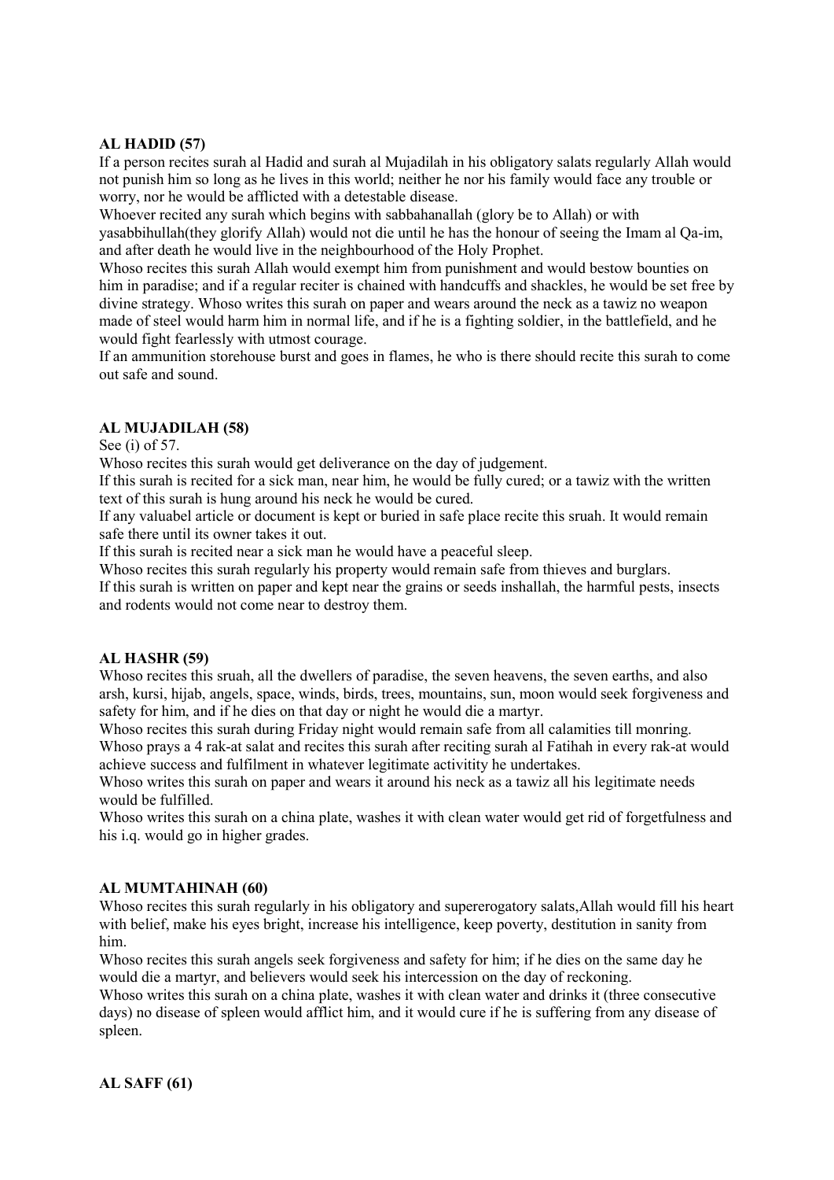**AL HADID (57)**

If a person recites surah al Hadid and surah al Mujadilah in his obligatory salats regularly Allah would not punish him so long as he lives in this world; neither he nor his family would face any trouble or worry, nor he would be afflicted with a detestable disease.

Whoever recited any surah which begins with sabbahanallah (glory be to Allah) or with yasabbihullah(they glorify Allah) would not die until he has the honour of seeing the Imam al Qa-im, and after death he would live in the neighbourhood of the Holy Prophet.

Whoso recites this surah Allah would exempt him from punishment and would bestow bounties on him in paradise; and if a regular reciter is chained with handcuffs and shackles, he would be set free by divine strategy. Whoso writes this surah on paper and wears around the neck as a tawiz no weapon made of steel would harm him in normal life, and if he is a fighting soldier, in the battlefield, and he would fight fearlessly with utmost courage.

If an ammunition storehouse burst and goes in flames, he who is there should recite this surah to come out safe and sound.

**AL MUJADILAH (58)**

See (i) of 57.

Whoso recites this surah would get deliverance on the day of judgement.

If this surah is recited for a sick man, near him, he would be fully cured; or a tawiz with the written text of this surah is hung around his neck he would be cured.

If any valuabel article or document is kept or buried in safe place recite this sruah. It would remain safe there until its owner takes it out.

If this surah is recited near a sick man he would have a peaceful sleep.

Whoso recites this surah regularly his property would remain safe from thieves and burglars.

If this surah is written on paper and kept near the grains or seeds inshallah, the harmful pests, insects and rodents would not come near to destroy them.

**AL HASHR (59)**

Whoso recites this sruah, all the dwellers of paradise, the seven heavens, the seven earths, and also arsh, kursi, hijab, angels, space, winds, birds, trees, mountains, sun, moon would seek forgiveness and safety for him, and if he dies on that day or night he would die a martyr.

Whoso recites this surah during Friday night would remain safe from all calamities till monring.

Whoso prays a 4 rak-at salat and recites this surah after reciting surah al Fatihah in every rak-at would achieve success and fulfilment in whatever legitimate activity he undertakes.

Whoso writes this surah on paper and wears it around his neck as a tawiz all his legitimate needs would be fulfilled.

Whoso writes this surah on a china plate, washes it with clean water would get rid of forgetfulness and his i.q. would go in higher grades.

**AL MUMTAHINAH (60)**

Whoso recites this surah regularly in his obligatory and supererogatory salats,Allah would fill his heart with belief, make his eyes bright, increase his intelligence, keep poverty, destitution in sanity from him.

Whoso recites this surah angels seek forgiveness and safety for him; if he dies on the same day he would die a martyr, and believers would seek his intercession on the day of reckoning.

Whoso writes this surah on a china plate, washes it with clean water and drinks it (three consecutive days) no disease of spleen would afflict him, and it would cure if he is suffering from any disease of spleen.

**AL SAFF (61)**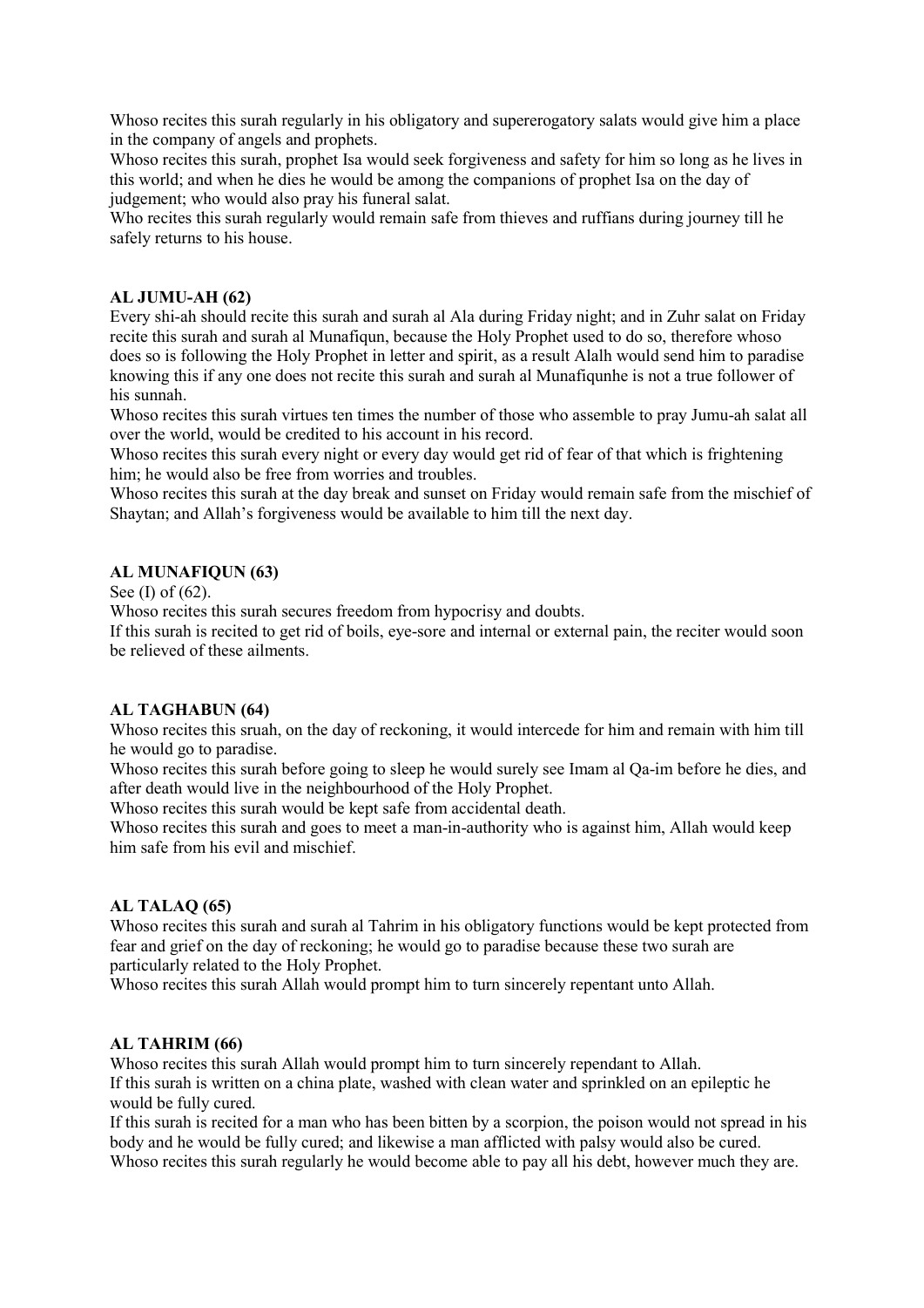Whoso recites this surah regularly in his obligatory and supererogatory salats would give him a place in the company of angels and prophets.
Whoso recites this surah, prophet Isa would seek forgiveness and safety for him so long as he lives in this world; and when he dies he would be among the companions of prophet Isa on the day of judgement; who would also pray his funeral salat.
Who recites this surah regularly would remain safe from thieves and ruffians during journey till he safely returns to his house.

**AL JUMU-AH (62)**

Every shi-ah should recite this surah and surah al Ala during Friday night; and in Zuhr salat on Friday recite this surah and surah al Munafiqun, because the Holy Prophet used to do so, therefore whoso does so is following the Holy Prophet in letter and spirit, as a result Alalh would send him to paradise knowing this if any one does not recite this surah and surah al Munafiqunhe is not a true follower of his sunnah.
Whoso recites this surah virtues ten times the number of those who assemble to pray Jumu-ah salat all over the world, would be credited to his account in his record.
Whoso recites this surah every night or every day would get rid of fear of that which is frightening him; he would also be free from worries and troubles.
Whoso recites this surah at the day break and sunset on Friday would remain safe from the mischief of Shaytan; and Allah's forgiveness would be available to him till the next day.

**AL MUNAFIQUN (63)**

See (I) of (62).
Whoso recites this surah secures freedom from hypocrisy and doubts.
If this surah is recited to get rid of boils, eye-sore and internal or external pain, the reciter would soon be relieved of these ailments.

**AL TAGHABUN (64)**

Whoso recites this sruah, on the day of reckoning, it would intercede for him and remain with him till he would go to paradise.
Whoso recites this surah before going to sleep he would surely see Imam al Qa-im before he dies, and after death would live in the neighbourhood of the Holy Prophet.
Whoso recites this surah would be kept safe from accidental death.
Whoso recites this surah and goes to meet a man-in-authority who is against him, Allah would keep him safe from his evil and mischief.

**AL TALAQ (65)**

Whoso recites this surah and surah al Tahrim in his obligatory functions would be kept protected from fear and grief on the day of reckoning; he would go to paradise because these two surah are particularly related to the Holy Prophet.
Whoso recites this surah Allah would prompt him to turn sincerely repentant unto Allah.

**AL TAHRIM (66)**

Whoso recites this surah Allah would prompt him to turn sincerely rependant to Allah.
If this surah is written on a china plate, washed with clean water and sprinkled on an epileptic he would be fully cured.
If this surah is recited for a man who has been bitten by a scorpion, the poison would not spread in his body and he would be fully cured; and likewise a man afflicted with palsy would also be cured.
Whoso recites this surah regularly he would become able to pay all his debt, however much they are.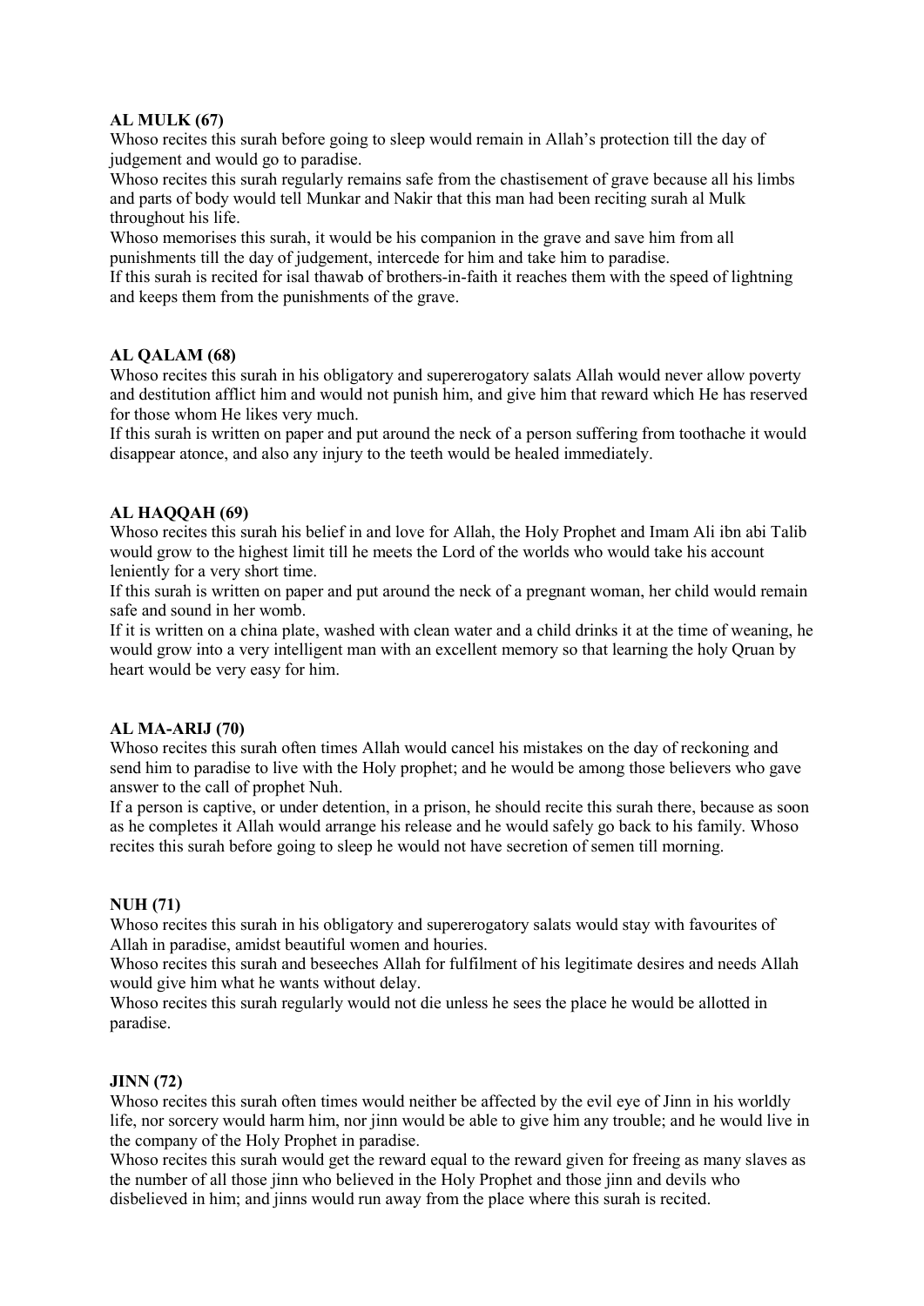**AL MULK (67)**

Whoso recites this surah before going to sleep would remain in Allah's protection till the day of judgement and would go to paradise.

Whoso recites this surah regularly remains safe from the chastisement of grave because all his limbs and parts of body would tell Munkar and Nakir that this man had been reciting surah al Mulk throughout his life.

Whoso memorises this surah, it would be his companion in the grave and save him from all punishments till the day of judgement, intercede for him and take him to paradise.

If this surah is recited for isal thawab of brothers-in-faith it reaches them with the speed of lightning and keeps them from the punishments of the grave.

**AL QALAM (68)**

Whoso recites this surah in his obligatory and supererogatory salats Allah would never allow poverty and destitution afflict him and would not punish him, and give him that reward which He has reserved for those whom He likes very much.

If this surah is written on paper and put around the neck of a person suffering from toothache it would disappear atonce, and also any injury to the teeth would be healed immediately.

**AL HAQQAH (69)**

Whoso recites this surah his belief in and love for Allah, the Holy Prophet and Imam Ali ibn abi Talib would grow to the highest limit till he meets the Lord of the worlds who would take his account leniently for a very short time.

If this surah is written on paper and put around the neck of a pregnant woman, her child would remain safe and sound in her womb.

If it is written on a china plate, washed with clean water and a child drinks it at the time of weaning, he would grow into a very intelligent man with an excellent memory so that learning the holy Qruan by heart would be very easy for him.

**AL MA-ARIJ (70)**

Whoso recites this surah often times Allah would cancel his mistakes on the day of reckoning and send him to paradise to live with the Holy prophet; and he would be among those believers who gave answer to the call of prophet Nuh.

If a person is captive, or under detention, in a prison, he should recite this surah there, because as soon as he completes it Allah would arrange his release and he would safely go back to his family. Whoso recites this surah before going to sleep he would not have secretion of semen till morning.

**NUH (71)**

Whoso recites this surah in his obligatory and supererogatory salats would stay with favourites of Allah in paradise, amidst beautiful women and houries.

Whoso recites this surah and beseeches Allah for fulfilment of his legitimate desires and needs Allah would give him what he wants without delay.

Whoso recites this surah regularly would not die unless he sees the place he would be allotted in paradise.

**JINN (72)**

Whoso recites this surah often times would neither be affected by the evil eye of Jinn in his worldly life, nor sorcery would harm him, nor jinn would be able to give him any trouble; and he would live in the company of the Holy Prophet in paradise.

Whoso recites this surah would get the reward equal to the reward given for freeing as many slaves as the number of all those jinn who believed in the Holy Prophet and those jinn and devils who disbelieved in him; and jinns would run away from the place where this surah is recited.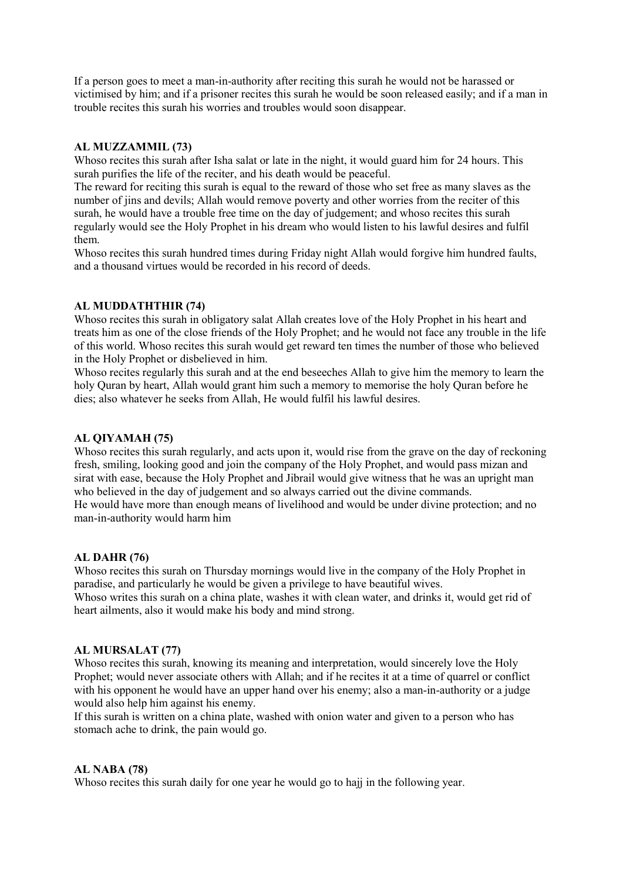If a person goes to meet a man-in-authority after reciting this surah he would not be harassed or victimised by him; and if a prisoner recites this surah he would be soon released easily; and if a man in trouble recites this surah his worries and troubles would soon disappear.

**AL MUZZAMMIL (73)**

Whoso recites this surah after Isha salat or late in the night, it would guard him for 24 hours. This surah purifies the life of the reciter, and his death would be peaceful.

The reward for reciting this surah is equal to the reward of those who set free as many slaves as the number of jins and devils; Allah would remove poverty and other worries from the reciter of this surah, he would have a trouble free time on the day of judgement; and whoso recites this surah regularly would see the Holy Prophet in his dream who would listen to his lawful desires and fulfil them.

Whoso recites this surah hundred times during Friday night Allah would forgive him hundred faults, and a thousand virtues would be recorded in his record of deeds.

**AL MUDDATHTHIR (74)**

Whoso recites this surah in obligatory salat Allah creates love of the Holy Prophet in his heart and treats him as one of the close friends of the Holy Prophet; and he would not face any trouble in the life of this world. Whoso recites this surah would get reward ten times the number of those who believed in the Holy Prophet or disbelieved in him.

Whoso recites regularly this surah and at the end beseeches Allah to give him the memory to learn the holy Quran by heart, Allah would grant him such a memory to memorise the holy Quran before he dies; also whatever he seeks from Allah, He would fulfil his lawful desires.

**AL QIYAMAH (75)**

Whoso recites this surah regularly, and acts upon it, would rise from the grave on the day of reckoning fresh, smiling, looking good and join the company of the Holy Prophet, and would pass mizan and sirat with ease, because the Holy Prophet and Jibrail would give witness that he was an upright man who believed in the day of judgement and so always carried out the divine commands.

He would have more than enough means of livelihood and would be under divine protection; and no man-in-authority would harm him

**AL DAHR (76)**

Whoso recites this surah on Thursday mornings would live in the company of the Holy Prophet in paradise, and particularly he would be given a privilege to have beautiful wives.

Whoso writes this surah on a china plate, washes it with clean water, and drinks it, would get rid of heart ailments, also it would make his body and mind strong.

**AL MURSALAT (77)**

Whoso recites this surah, knowing its meaning and interpretation, would sincerely love the Holy Prophet; would never associate others with Allah; and if he recites it at a time of quarrel or conflict with his opponent he would have an upper hand over his enemy; also a man-in-authority or a judge would also help him against his enemy.

If this surah is written on a china plate, washed with onion water and given to a person who has stomach ache to drink, the pain would go.

**AL NABA (78)**

Whoso recites this surah daily for one year he would go to hajj in the following year.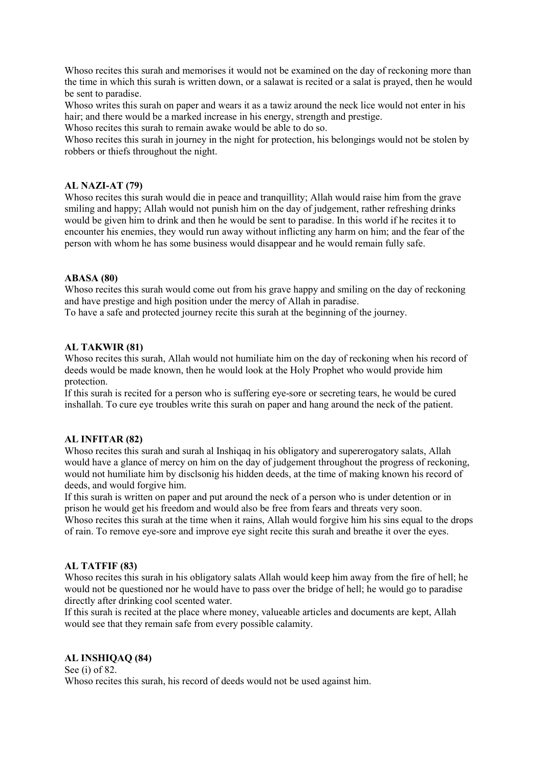Whoso recites this surah and memorises it would not be examined on the day of reckoning more than the time in which this surah is written down, or a salawat is recited or a salat is prayed, then he would be sent to paradise.
Whoso writes this surah on paper and wears it as a tawiz around the neck lice would not enter in his hair; and there would be a marked increase in his energy, strength and prestige.
Whoso recites this surah to remain awake would be able to do so.
Whoso recites this surah in journey in the night for protection, his belongings would not be stolen by robbers or thiefs throughout the night.

**AL NAZI-AT (79)**
Whoso recites this surah would die in peace and tranquillity; Allah would raise him from the grave smiling and happy; Allah would not punish him on the day of judgement, rather refreshing drinks would be given him to drink and then he would be sent to paradise. In this world if he recites it to encounter his enemies, they would run away without inflicting any harm on him; and the fear of the person with whom he has some business would disappear and he would remain fully safe.

**ABASA (80)**
Whoso recites this surah would come out from his grave happy and smiling on the day of reckoning and have prestige and high position under the mercy of Allah in paradise.
To have a safe and protected journey recite this surah at the beginning of the journey.

**AL TAKWIR (81)**
Whoso recites this surah, Allah would not humiliate him on the day of reckoning when his record of deeds would be made known, then he would look at the Holy Prophet who would provide him protection.
If this surah is recited for a person who is suffering eye-sore or secreting tears, he would be cured inshallah. To cure eye troubles write this surah on paper and hang around the neck of the patient.

**AL INFITAR (82)**
Whoso recites this surah and surah al Inshiqaq in his obligatory and supererogatory salats, Allah would have a glance of mercy on him on the day of judgement throughout the progress of reckoning, would not humiliate him by disclsonig his hidden deeds, at the time of making known his record of deeds, and would forgive him.
If this surah is written on paper and put around the neck of a person who is under detention or in prison he would get his freedom and would also be free from fears and threats very soon.
Whoso recites this surah at the time when it rains, Allah would forgive him his sins equal to the drops of rain. To remove eye-sore and improve eye sight recite this surah and breathe it over the eyes.

**AL TATFIF (83)**
Whoso recites this surah in his obligatory salats Allah would keep him away from the fire of hell; he would not be questioned nor he would have to pass over the bridge of hell; he would go to paradise directly after drinking cool scented water.
If this surah is recited at the place where money, valueable articles and documents are kept, Allah would see that they remain safe from every possible calamity.

**AL INSHIQAQ (84)**
See (i) of 82.
Whoso recites this surah, his record of deeds would not be used against him.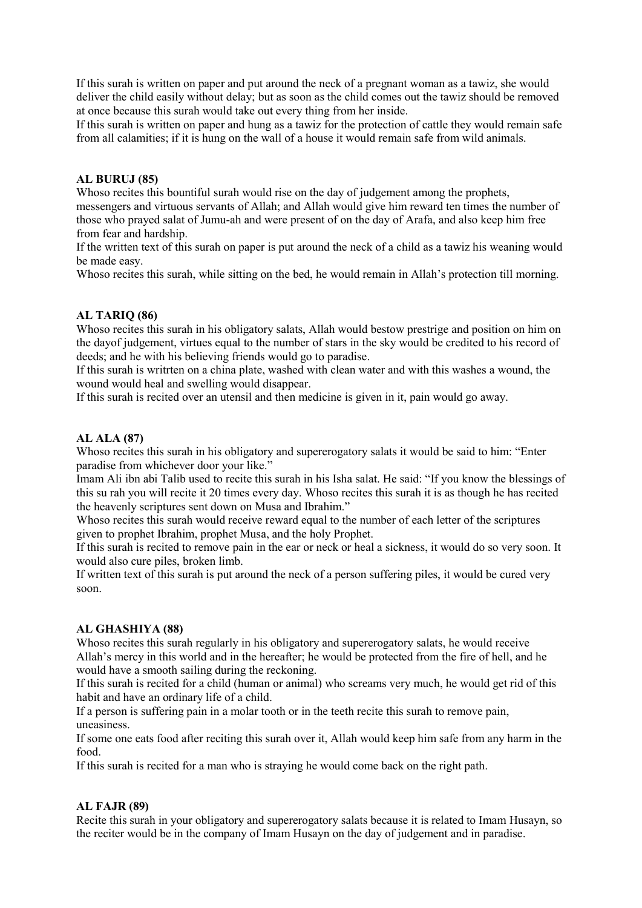If this surah is written on paper and put around the neck of a pregnant woman as a tawiz, she would deliver the child easily without delay; but as soon as the child comes out the tawiz should be removed at once because this surah would take out every thing from her inside.
If this surah is written on paper and hung as a tawiz for the protection of cattle they would remain safe from all calamities; if it is hung on the wall of a house it would remain safe from wild animals.

**AL BURUJ (85)**
Whoso recites this bountiful surah would rise on the day of judgement among the prophets, messengers and virtuous servants of Allah; and Allah would give him reward ten times the number of those who prayed salat of Jumu-ah and were present of on the day of Arafa, and also keep him free from fear and hardship.
If the written text of this surah on paper is put around the neck of a child as a tawiz his weaning would be made easy.
Whoso recites this surah, while sitting on the bed, he would remain in Allah's protection till morning.

**AL TARIQ (86)**
Whoso recites this surah in his obligatory salats, Allah would bestow prestrige and position on him on the dayof judgement, virtues equal to the number of stars in the sky would be credited to his record of deeds; and he with his believing friends would go to paradise.
If this surah is writrten on a china plate, washed with clean water and with this washes a wound, the wound would heal and swelling would disappear.
If this surah is recited over an utensil and then medicine is given in it, pain would go away.

**AL ALA (87)**
Whoso recites this surah in his obligatory and supererogatory salats it would be said to him: "Enter paradise from whichever door your like."
Imam Ali ibn abi Talib used to recite this surah in his Isha salat. He said: "If you know the blessings of this su rah you will recite it 20 times every day. Whoso recites this surah it is as though he has recited the heavenly scriptures sent down on Musa and Ibrahim."
Whoso recites this surah would receive reward equal to the number of each letter of the scriptures given to prophet Ibrahim, prophet Musa, and the holy Prophet.
If this surah is recited to remove pain in the ear or neck or heal a sickness, it would do so very soon. It would also cure piles, broken limb.
If written text of this surah is put around the neck of a person suffering piles, it would be cured very soon.

**AL GHASHIYA (88)**
Whoso recites this surah regularly in his obligatory and supererogatory salats, he would receive Allah's mercy in this world and in the hereafter; he would be protected from the fire of hell, and he would have a smooth sailing during the reckoning.
If this surah is recited for a child (human or animal) who screams very much, he would get rid of this habit and have an ordinary life of a child.
If a person is suffering pain in a molar tooth or in the teeth recite this surah to remove pain, uneasiness.
If some one eats food after reciting this surah over it, Allah would keep him safe from any harm in the food.
If this surah is recited for a man who is straying he would come back on the right path.

**AL FAJR (89)**
Recite this surah in your obligatory and supererogatory salats because it is related to Imam Husayn, so the reciter would be in the company of Imam Husayn on the day of judgement and in paradise.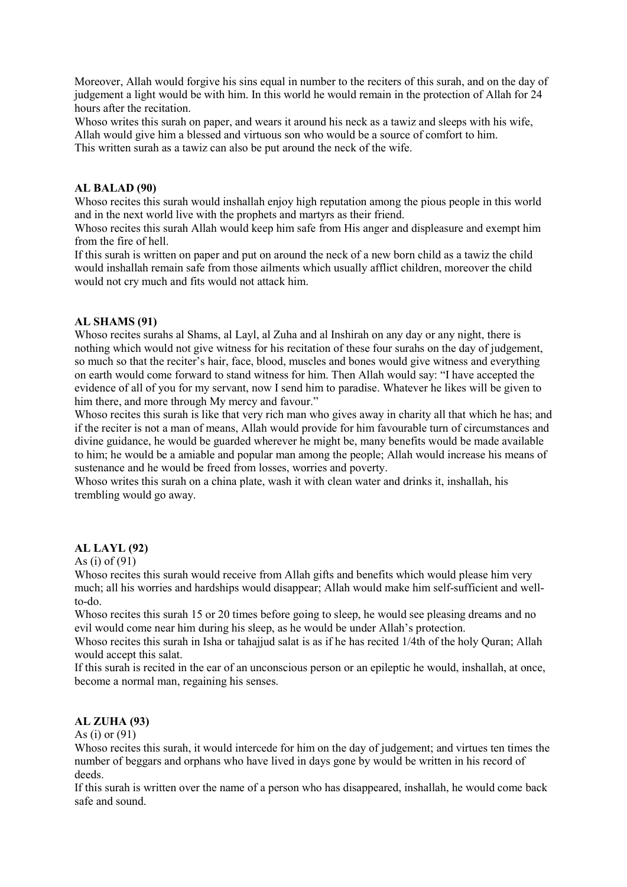Moreover, Allah would forgive his sins equal in number to the reciters of this surah, and on the day of judgement a light would be with him. In this world he would remain in the protection of Allah for 24 hours after the recitation.

Whoso writes this surah on paper, and wears it around his neck as a tawiz and sleeps with his wife, Allah would give him a blessed and virtuous son who would be a source of comfort to him.

This written surah as a tawiz can also be put around the neck of the wife.

**AL BALAD (90)**

Whoso recites this surah would inshallah enjoy high reputation among the pious people in this world and in the next world live with the prophets and martyrs as their friend.

Whoso recites this surah Allah would keep him safe from His anger and displeasure and exempt him from the fire of hell.

If this surah is written on paper and put on around the neck of a new born child as a tawiz the child would inshallah remain safe from those ailments which usually afflict children, moreover the child would not cry much and fits would not attack him.

**AL SHAMS (91)**

Whoso recites surahs al Shams, al Layl, al Zuha and al Inshirah on any day or any night, there is nothing which would not give witness for his recitation of these four surahs on the day of judgement, so much so that the reciter's hair, face, blood, muscles and bones would give witness and everything on earth would come forward to stand witness for him. Then Allah would say: "I have accepted the evidence of all of you for my servant, now I send him to paradise. Whatever he likes will be given to him there, and more through My mercy and favour."

Whoso recites this surah is like that very rich man who gives away in charity all that which he has; and if the reciter is not a man of means, Allah would provide for him favourable turn of circumstances and divine guidance, he would be guarded wherever he might be, many benefits would be made available to him; he would be a amiable and popular man among the people; Allah would increase his means of sustenance and he would be freed from losses, worries and poverty.

Whoso writes this surah on a china plate, wash it with clean water and drinks it, inshallah, his trembling would go away.

**AL LAYL (92)**

As (i) of (91)

Whoso recites this surah would receive from Allah gifts and benefits which would please him very much; all his worries and hardships would disappear; Allah would make him self-sufficient and well-to-do.

Whoso recites this surah 15 or 20 times before going to sleep, he would see pleasing dreams and no evil would come near him during his sleep, as he would be under Allah's protection.

Whoso recites this surah in Isha or tahajjud salat is as if he has recited 1/4th of the holy Quran; Allah would accept this salat.

If this surah is recited in the ear of an unconscious person or an epileptic he would, inshallah, at once, become a normal man, regaining his senses.

**AL ZUHA (93)**

As (i) or (91)

Whoso recites this surah, it would intercede for him on the day of judgement; and virtues ten times the number of beggars and orphans who have lived in days gone by would be written in his record of deeds.

If this surah is written over the name of a person who has disappeared, inshallah, he would come back safe and sound.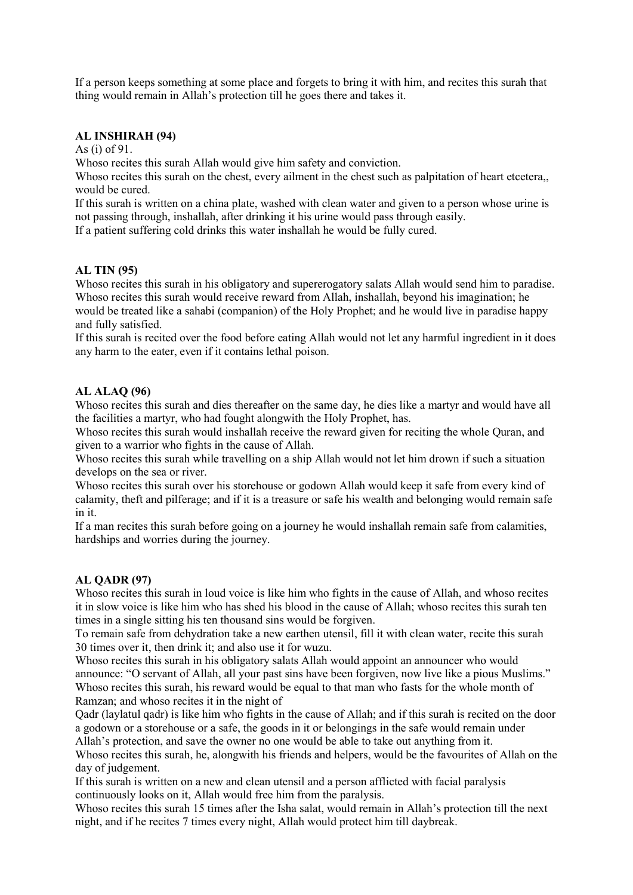If a person keeps something at some place and forgets to bring it with him, and recites this surah that thing would remain in Allah's protection till he goes there and takes it.

### AL INSHIRAH (94)

As (i) of 91.

Whoso recites this surah Allah would give him safety and conviction.

Whoso recites this surah on the chest, every ailment in the chest such as palpitation of heart etcetera,, would be cured.

If this surah is written on a china plate, washed with clean water and given to a person whose urine is not passing through, inshallah, after drinking it his urine would pass through easily.

If a patient suffering cold drinks this water inshallah he would be fully cured.

### AL TIN (95)

Whoso recites this surah in his obligatory and supererogatory salats Allah would send him to paradise.

Whoso recites this surah would receive reward from Allah, inshallah, beyond his imagination; he would be treated like a sahabi (companion) of the Holy Prophet; and he would live in paradise happy and fully satisfied.

If this surah is recited over the food before eating Allah would not let any harmful ingredient in it does any harm to the eater, even if it contains lethal poison.

### AL ALAQ (96)

Whoso recites this surah and dies thereafter on the same day, he dies like a martyr and would have all the facilities a martyr, who had fought alongwith the Holy Prophet, has.

Whoso recites this surah would inshallah receive the reward given for reciting the whole Quran, and given to a warrior who fights in the cause of Allah.

Whoso recites this surah while travelling on a ship Allah would not let him drown if such a situation develops on the sea or river.

Whoso recites this surah over his storehouse or godown Allah would keep it safe from every kind of calamity, theft and pilferage; and if it is a treasure or safe his wealth and belonging would remain safe in it.

If a man recites this surah before going on a journey he would inshallah remain safe from calamities, hardships and worries during the journey.

### AL QADR (97)

Whoso recites this surah in loud voice is like him who fights in the cause of Allah, and whoso recites it in slow voice is like him who has shed his blood in the cause of Allah; whoso recites this surah ten times in a single sitting his ten thousand sins would be forgiven.

To remain safe from dehydration take a new earthen utensil, fill it with clean water, recite this surah 30 times over it, then drink it; and also use it for wuzu.

Whoso recites this surah in his obligatory salats Allah would appoint an announcer who would announce: "O servant of Allah, all your past sins have been forgiven, now live like a pious Muslims."

Whoso recites this surah, his reward would be equal to that man who fasts for the whole month of Ramzan; and whoso recites it in the night of Qadr (laylatul qadr) is like him who fights in the cause of Allah; and if this surah is recited on the door a godown or a storehouse or a safe, the goods in it or belongings in the safe would remain under Allah's protection, and save the owner no one would be able to take out anything from it.

Whoso recites this surah, he, alongwith his friends and helpers, would be the favourites of Allah on the day of judgement.

If this surah is written on a new and clean utensil and a person afflicted with facial paralysis continuously looks on it, Allah would free him from the paralysis.

Whoso recites this surah 15 times after the Isha salat, would remain in Allah's protection till the next night, and if he recites 7 times every night, Allah would protect him till daybreak.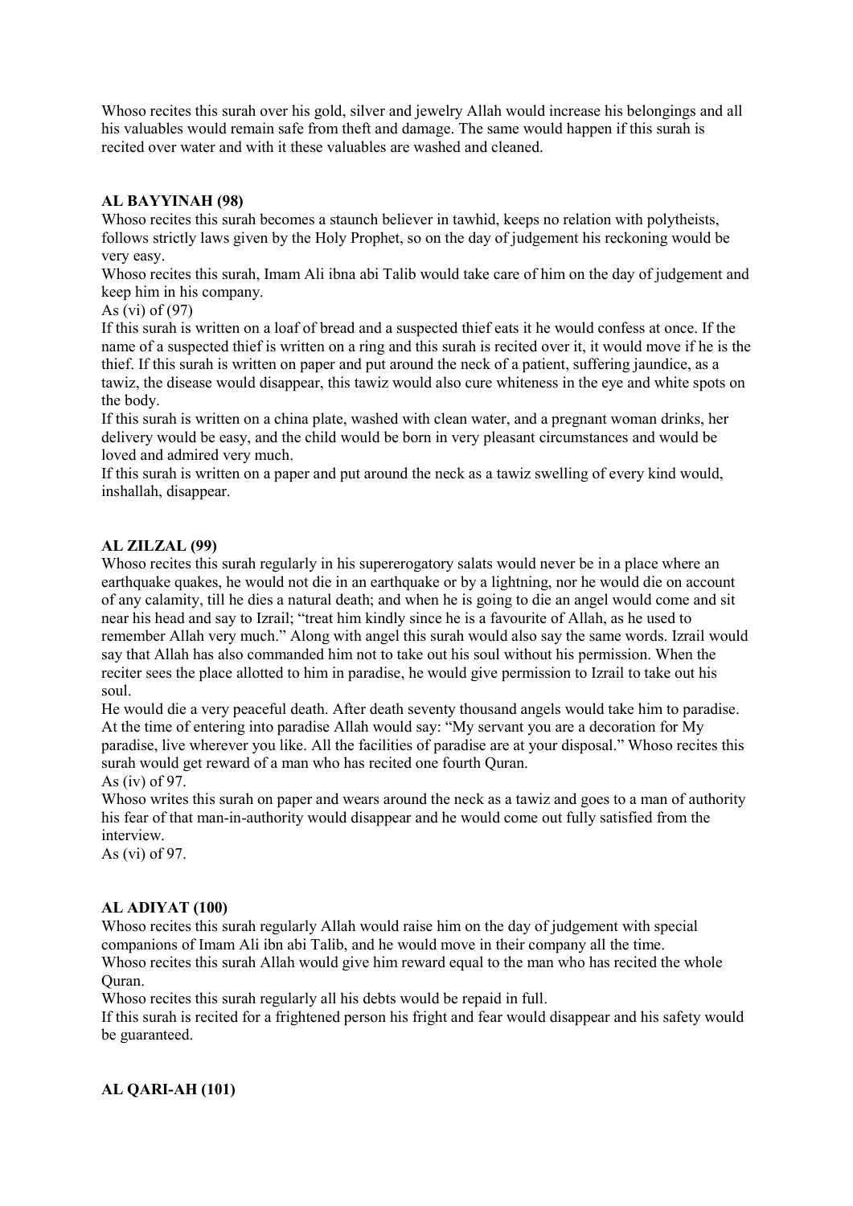Whoso recites this surah over his gold, silver and jewelry Allah would increase his belongings and all his valuables would remain safe from theft and damage. The same would happen if this surah is recited over water and with it these valuables are washed and cleaned.

**AL BAYYINAH (98)**

Whoso recites this surah becomes a staunch believer in tawhid, keeps no relation with polytheists, follows strictly laws given by the Holy Prophet, so on the day of judgement his reckoning would be very easy.

Whoso recites this surah, Imam Ali ibna abi Talib would take care of him on the day of judgement and keep him in his company.

As (vi) of (97)

If this surah is written on a loaf of bread and a suspected thief eats it he would confess at once. If the name of a suspected thief is written on a ring and this surah is recited over it, it would move if he is the thief. If this surah is written on paper and put around the neck of a patient, suffering jaundice, as a tawiz, the disease would disappear, this tawiz would also cure whiteness in the eye and white spots on the body.

If this surah is written on a china plate, washed with clean water, and a pregnant woman drinks, her delivery would be easy, and the child would be born in very pleasant circumstances and would be loved and admired very much.

If this surah is written on a paper and put around the neck as a tawiz swelling of every kind would, inshallah, disappear.

**AL ZILZAL (99)**

Whoso recites this surah regularly in his supererogatory salats would never be in a place where an earthquake quakes, he would not die in an earthquake or by a lightning, nor he would die on account of any calamity, till he dies a natural death; and when he is going to die an angel would come and sit near his head and say to Izrail; "treat him kindly since he is a favourite of Allah, as he used to remember Allah very much." Along with angel this surah would also say the same words. Izrail would say that Allah has also commanded him not to take out his soul without his permission. When the reciter sees the place allotted to him in paradise, he would give permission to Izrail to take out his soul.

He would die a very peaceful death. After death seventy thousand angels would take him to paradise. At the time of entering into paradise Allah would say: "My servant you are a decoration for My paradise, live wherever you like. All the facilities of paradise are at your disposal." Whoso recites this surah would get reward of a man who has recited one fourth Quran.

As (iv) of 97.

Whoso writes this surah on paper and wears around the neck as a tawiz and goes to a man of authority his fear of that man-in-authority would disappear and he would come out fully satisfied from the interview.

As (vi) of 97.

**AL ADIYAT (100)**

Whoso recites this surah regularly Allah would raise him on the day of judgement with special companions of Imam Ali ibn abi Talib, and he would move in their company all the time.

Whoso recites this surah Allah would give him reward equal to the man who has recited the whole Quran.

Whoso recites this surah regularly all his debts would be repaid in full.

If this surah is recited for a frightened person his fright and fear would disappear and his safety would be guaranteed.

**AL QARI-AH (101)**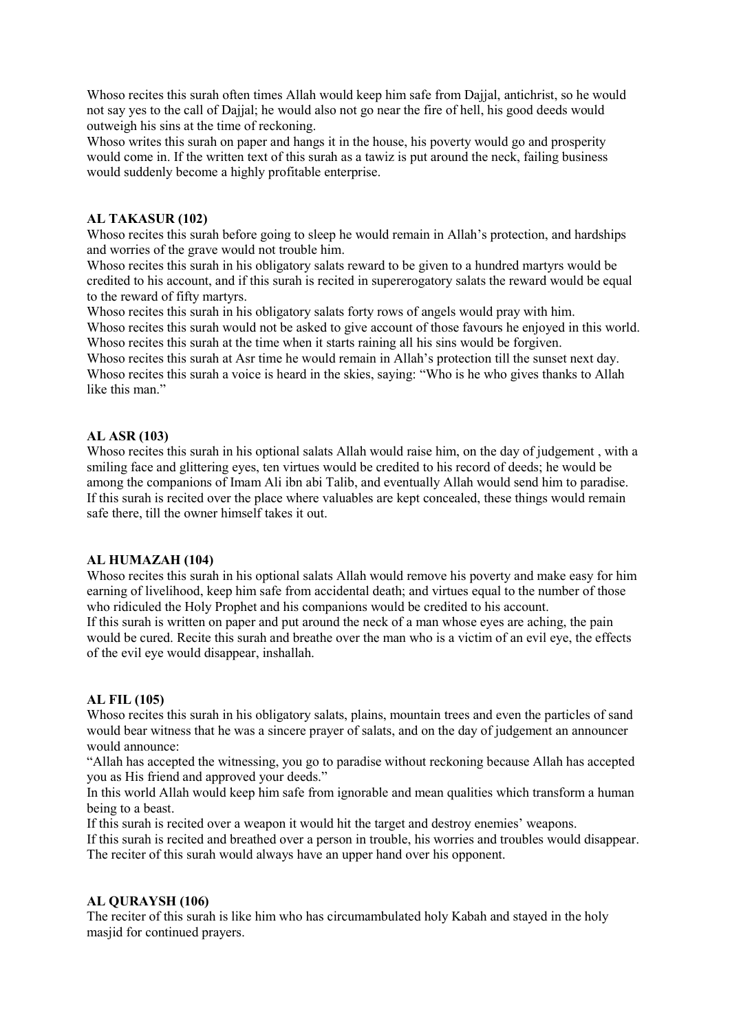Whoso recites this surah often times Allah would keep him safe from Dajjal, antichrist, so he would not say yes to the call of Dajjal; he would also not go near the fire of hell, his good deeds would outweigh his sins at the time of reckoning.
Whoso writes this surah on paper and hangs it in the house, his poverty would go and prosperity would come in. If the written text of this surah as a tawiz is put around the neck, failing business would suddenly become a highly profitable enterprise.

**AL TAKASUR (102)**

Whoso recites this surah before going to sleep he would remain in Allah's protection, and hardships and worries of the grave would not trouble him.
Whoso recites this surah in his obligatory salats reward to be given to a hundred martyrs would be credited to his account, and if this surah is recited in supererogatory salats the reward would be equal to the reward of fifty martyrs.
Whoso recites this surah in his obligatory salats forty rows of angels would pray with him.
Whoso recites this surah would not be asked to give account of those favours he enjoyed in this world.
Whoso recites this surah at the time when it starts raining all his sins would be forgiven.
Whoso recites this surah at Asr time he would remain in Allah's protection till the sunset next day.
Whoso recites this surah a voice is heard in the skies, saying: "Who is he who gives thanks to Allah like this man."

**AL ASR (103)**

Whoso recites this surah in his optional salats Allah would raise him, on the day of judgement , with a smiling face and glittering eyes, ten virtues would be credited to his record of deeds; he would be among the companions of Imam Ali ibn abi Talib, and eventually Allah would send him to paradise.
If this surah is recited over the place where valuables are kept concealed, these things would remain safe there, till the owner himself takes it out.

**AL HUMAZAH (104)**

Whoso recites this surah in his optional salats Allah would remove his poverty and make easy for him earning of livelihood, keep him safe from accidental death; and virtues equal to the number of those who ridiculed the Holy Prophet and his companions would be credited to his account.
If this surah is written on paper and put around the neck of a man whose eyes are aching, the pain would be cured. Recite this surah and breathe over the man who is a victim of an evil eye, the effects of the evil eye would disappear, inshallah.

**AL FIL (105)**

Whoso recites this surah in his obligatory salats, plains, mountain trees and even the particles of sand would bear witness that he was a sincere prayer of salats, and on the day of judgement an announcer would announce:
"Allah has accepted the witnessing, you go to paradise without reckoning because Allah has accepted you as His friend and approved your deeds."
In this world Allah would keep him safe from ignorable and mean qualities which transform a human being to a beast.
If this surah is recited over a weapon it would hit the target and destroy enemies' weapons.
If this surah is recited and breathed over a person in trouble, his worries and troubles would disappear.
The reciter of this surah would always have an upper hand over his opponent.

**AL QURAYSH (106)**

The reciter of this surah is like him who has circumambulated holy Kabah and stayed in the holy masjid for continued prayers.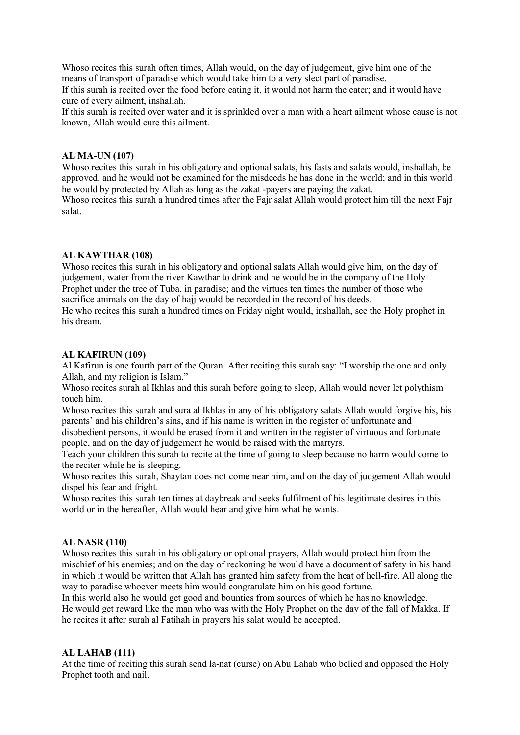Whoso recites this surah often times, Allah would, on the day of judgement, give him one of the means of transport of paradise which would take him to a very slect part of paradise.
If this surah is recited over the food before eating it, it would not harm the eater; and it would have cure of every ailment, inshallah.
If this surah is recited over water and it is sprinkled over a man with a heart ailment whose cause is not known, Allah would cure this ailment.

**AL MA-UN (107)**
Whoso recites this surah in his obligatory and optional salats, his fasts and salats would, inshallah, be approved, and he would not be examined for the misdeeds he has done in the world; and in this world he would by protected by Allah as long as the zakat -payers are paying the zakat.
Whoso recites this surah a hundred times after the Fajr salat Allah would protect him till the next Fajr salat.

**AL KAWTHAR (108)**
Whoso recites this surah in his obligatory and optional salats Allah would give him, on the day of judgement, water from the river Kawthar to drink and he would be in the company of the Holy Prophet under the tree of Tuba, in paradise; and the virtues ten times the number of those who sacrifice animals on the day of hajj would be recorded in the record of his deeds.
He who recites this surah a hundred times on Friday night would, inshallah, see the Holy prophet in his dream.

**AL KAFIRUN (109)**
Al Kafirun is one fourth part of the Quran. After reciting this surah say: "I worship the one and only Allah, and my religion is Islam."
Whoso recites surah al Ikhlas and this surah before going to sleep, Allah would never let polythism touch him.
Whoso recites this surah and sura al Ikhlas in any of his obligatory salats Allah would forgive his, his parents' and his children's sins, and if his name is written in the register of unfortunate and disobedient persons, it would be erased from it and written in the register of virtuous and fortunate people, and on the day of judgement he would be raised with the martyrs.
Teach your children this surah to recite at the time of going to sleep because no harm would come to the reciter while he is sleeping.
Whoso recites this surah, Shaytan does not come near him, and on the day of judgement Allah would dispel his fear and fright.
Whoso recites this surah ten times at daybreak and seeks fulfilment of his legitimate desires in this world or in the hereafter, Allah would hear and give him what he wants.

**AL NASR (110)**
Whoso recites this surah in his obligatory or optional prayers, Allah would protect him from the mischief of his enemies; and on the day of reckoning he would have a document of safety in his hand in which it would be written that Allah has granted him safety from the heat of hell-fire. All along the way to paradise whoever meets him would congratulate him on his good fortune.
In this world also he would get good and bounties from sources of which he has no knowledge.
He would get reward like the man who was with the Holy Prophet on the day of the fall of Makka. If he recites it after surah al Fatihah in prayers his salat would be accepted.

**AL LAHAB (111)**
At the time of reciting this surah send la-nat (curse) on Abu Lahab who belied and opposed the Holy Prophet tooth and nail.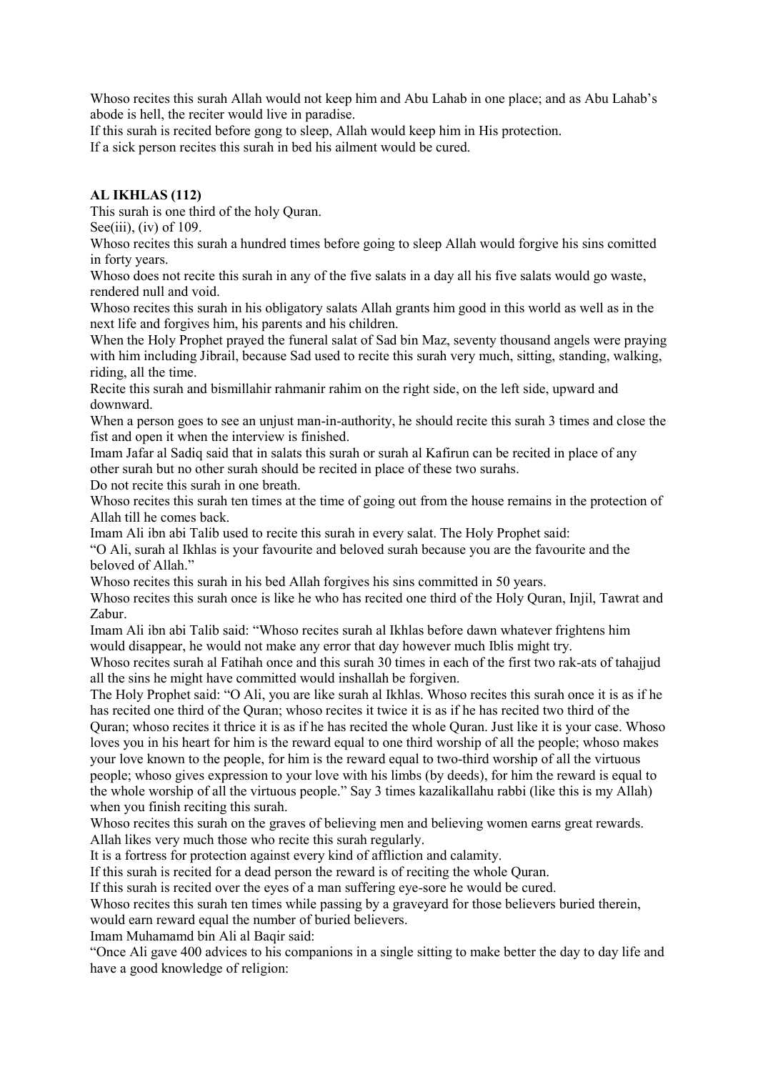Whoso recites this surah Allah would not keep him and Abu Lahab in one place; and as Abu Lahab's abode is hell, the reciter would live in paradise.
If this surah is recited before gong to sleep, Allah would keep him in His protection.
If a sick person recites this surah in bed his ailment would be cured.

**AL IKHLAS (112)**

This surah is one third of the holy Quran.
See(iii), (iv) of 109.
Whoso recites this surah a hundred times before going to sleep Allah would forgive his sins comitted in forty years.
Whoso does not recite this surah in any of the five salats in a day all his five salats would go waste, rendered null and void.
Whoso recites this surah in his obligatory salats Allah grants him good in this world as well as in the next life and forgives him, his parents and his children.
When the Holy Prophet prayed the funeral salat of Sad bin Maz, seventy thousand angels were praying with him including Jibrail, because Sad used to recite this surah very much, sitting, standing, walking, riding, all the time.
Recite this surah and bismillahir rahmanir rahim on the right side, on the left side, upward and downward.
When a person goes to see an unjust man-in-authority, he should recite this surah 3 times and close the fist and open it when the interview is finished.
Imam Jafar al Sadiq said that in salats this surah or surah al Kafirun can be recited in place of any other surah but no other surah should be recited in place of these two surahs.
Do not recite this surah in one breath.
Whoso recites this surah ten times at the time of going out from the house remains in the protection of Allah till he comes back.
Imam Ali ibn abi Talib used to recite this surah in every salat. The Holy Prophet said:
"O Ali, surah al Ikhlas is your favourite and beloved surah because you are the favourite and the beloved of Allah."
Whoso recites this surah in his bed Allah forgives his sins committed in 50 years.
Whoso recites this surah once is like he who has recited one third of the Holy Quran, Injil, Tawrat and Zabur.
Imam Ali ibn abi Talib said: "Whoso recites surah al Ikhlas before dawn whatever frightens him would disappear, he would not make any error that day however much Iblis might try.
Whoso recites surah al Fatihah once and this surah 30 times in each of the first two rak-ats of tahajjud all the sins he might have committed would inshallah be forgiven.
The Holy Prophet said: "O Ali, you are like surah al Ikhlas. Whoso recites this surah once it is as if he has recited one third of the Quran; whoso recites it twice it is as if he has recited two third of the Quran; whoso recites it thrice it is as if he has recited the whole Quran. Just like it is your case. Whoso loves you in his heart for him is the reward equal to one third worship of all the people; whoso makes your love known to the people, for him is the reward equal to two-third worship of all the virtuous people; whoso gives expression to your love with his limbs (by deeds), for him the reward is equal to the whole worship of all the virtuous people." Say 3 times kazalikallahu rabbi (like this is my Allah) when you finish reciting this surah.
Whoso recites this surah on the graves of believing men and believing women earns great rewards.
Allah likes very much those who recite this surah regularly.
It is a fortress for protection against every kind of affliction and calamity.
If this surah is recited for a dead person the reward is of reciting the whole Quran.
If this surah is recited over the eyes of a man suffering eye-sore he would be cured.
Whoso recites this surah ten times while passing by a graveyard for those believers buried therein, would earn reward equal the number of buried believers.
Imam Muhamamd bin Ali al Baqir said:
"Once Ali gave 400 advices to his companions in a single sitting to make better the day to day life and have a good knowledge of religion: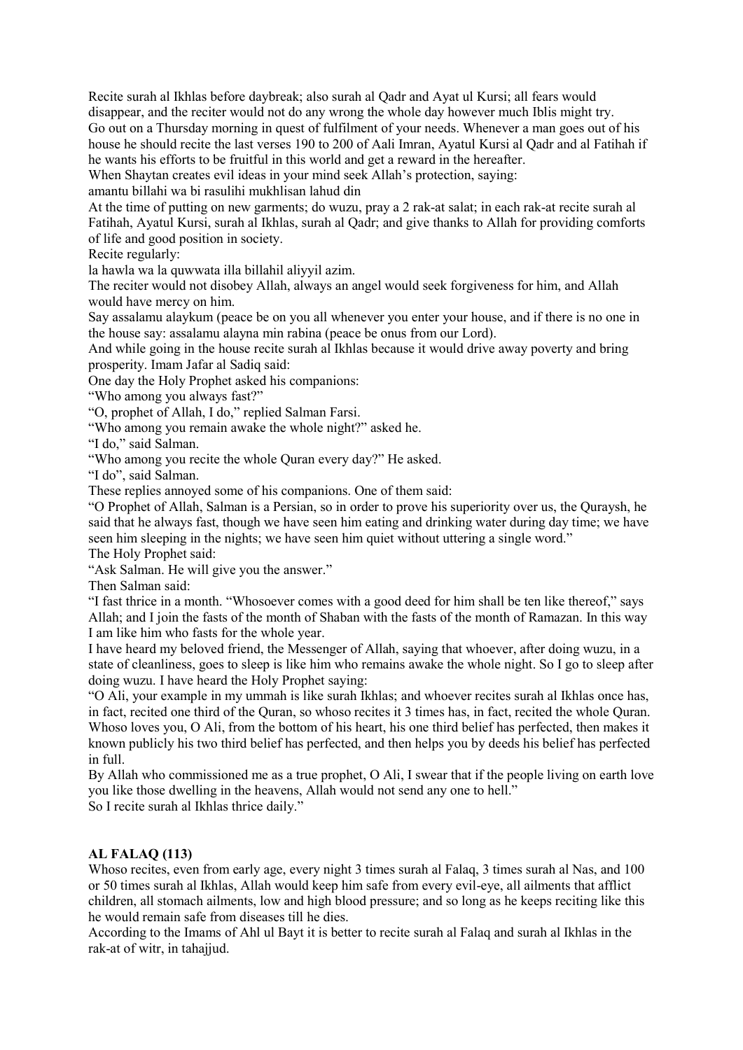Recite surah al Ikhlas before daybreak; also surah al Qadr and Ayat ul Kursi; all fears would disappear, and the reciter would not do any wrong the whole day however much Iblis might try.
Go out on a Thursday morning in quest of fulfilment of your needs. Whenever a man goes out of his house he should recite the last verses 190 to 200 of Aali Imran, Ayatul Kursi al Qadr and al Fatihah if he wants his efforts to be fruitful in this world and get a reward in the hereafter.
When Shaytan creates evil ideas in your mind seek Allah's protection, saying:
amantu billahi wa bi rasulihi mukhlisan lahud din
At the time of putting on new garments; do wuzu, pray a 2 rak-at salat; in each rak-at recite surah al Fatihah, Ayatul Kursi, surah al Ikhlas, surah al Qadr; and give thanks to Allah for providing comforts of life and good position in society.
Recite regularly:
la hawla wa la quwwata illa billahil aliyyil azim.
The reciter would not disobey Allah, always an angel would seek forgiveness for him, and Allah would have mercy on him.
Say assalamu alaykum (peace be on you all whenever you enter your house, and if there is no one in the house say: assalamu alayna min rabina (peace be onus from our Lord).
And while going in the house recite surah al Ikhlas because it would drive away poverty and bring prosperity. Imam Jafar al Sadiq said:
One day the Holy Prophet asked his companions:
"Who among you always fast?"
"O, prophet of Allah, I do," replied Salman Farsi.
"Who among you remain awake the whole night?" asked he.
"I do," said Salman.
"Who among you recite the whole Quran every day?" He asked.
"I do", said Salman.
These replies annoyed some of his companions. One of them said:
"O Prophet of Allah, Salman is a Persian, so in order to prove his superiority over us, the Quraysh, he said that he always fast, though we have seen him eating and drinking water during day time; we have seen him sleeping in the nights; we have seen him quiet without uttering a single word."
The Holy Prophet said:
"Ask Salman. He will give you the answer."
Then Salman said:
"I fast thrice in a month. "Whosoever comes with a good deed for him shall be ten like thereof," says Allah; and I join the fasts of the month of Shaban with the fasts of the month of Ramazan. In this way I am like him who fasts for the whole year.
I have heard my beloved friend, the Messenger of Allah, saying that whoever, after doing wuzu, in a state of cleanliness, goes to sleep is like him who remains awake the whole night. So I go to sleep after doing wuzu. I have heard the Holy Prophet saying:
"O Ali, your example in my ummah is like surah Ikhlas; and whoever recites surah al Ikhlas once has, in fact, recited one third of the Quran, so whoso recites it 3 times has, in fact, recited the whole Quran. Whoso loves you, O Ali, from the bottom of his heart, his one third belief has perfected, then makes it known publicly his two third belief has perfected, and then helps you by deeds his belief has perfected in full.
By Allah who commissioned me as a true prophet, O Ali, I swear that if the people living on earth love you like those dwelling in the heavens, Allah would not send any one to hell."
So I recite surah al Ikhlas thrice daily."

**AL FALAQ (113)**

Whoso recites, even from early age, every night 3 times surah al Falaq, 3 times surah al Nas, and 100 or 50 times surah al Ikhlas, Allah would keep him safe from every evil-eye, all ailments that afflict children, all stomach ailments, low and high blood pressure; and so long as he keeps reciting like this he would remain safe from diseases till he dies.
According to the Imams of Ahl ul Bayt it is better to recite surah al Falaq and surah al Ikhlas in the rak-at of witr, in tahajjud.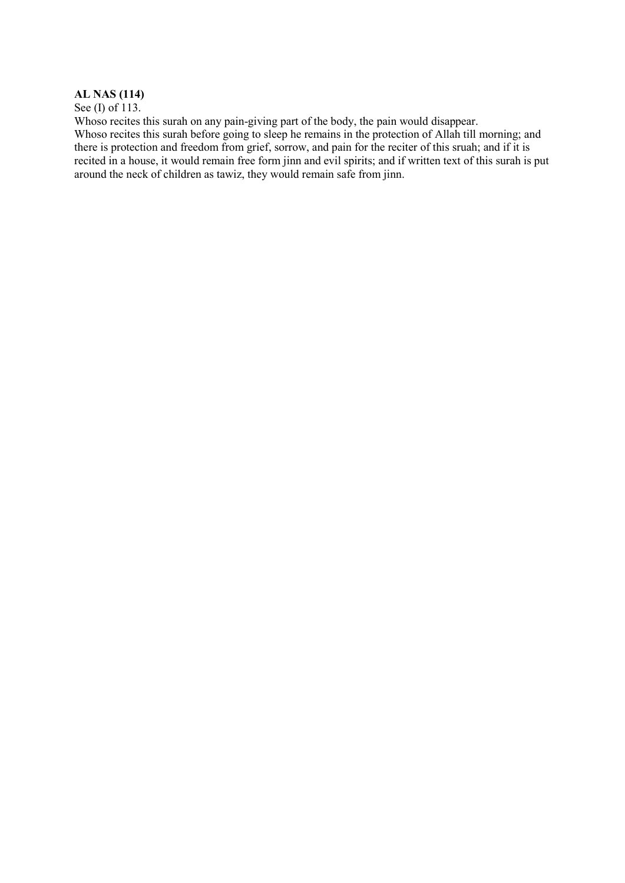**AL NAS (114)**

See (I) of 113.

Whoso recites this surah on any pain-giving part of the body, the pain would disappear.

Whoso recites this surah before going to sleep he remains in the protection of Allah till morning; and there is protection and freedom from grief, sorrow, and pain for the reciter of this sruah; and if it is recited in a house, it would remain free form jinn and evil spirits; and if written text of this surah is put around the neck of children as tawiz, they would remain safe from jinn.